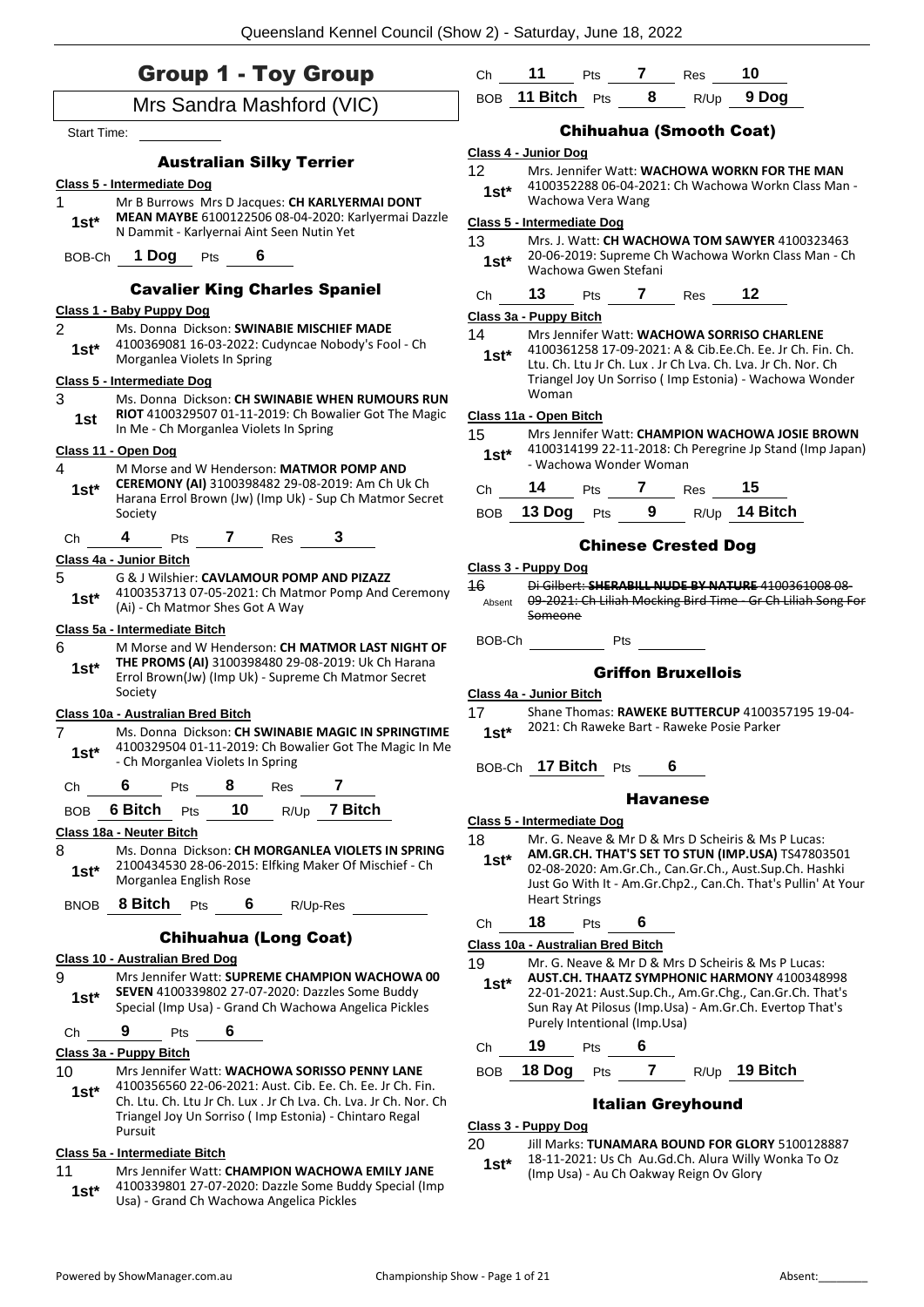# Group 1 - Toy Group

## Mrs Sandra Mashford (VIC)

Start Time: 

### Australian Silky Terrier

**Class 5 - Intermediate Dog**

1 Mr B Burrows Mrs D Jacques: **CH KARLYERMAI DONT MEAN MAYBE** 6100122506 08-04-2020: Karlyermai Dazzle N Dammit - Karlyernai Aint Seen Nutin Yet
**1st***

BOB-Ch **1 Dog** Pts **6**

### Cavalier King Charles Spaniel

**Class 1 - Baby Puppy Dog**

2 Ms. Donna Dickson: **SWINABIE MISCHIEF MADE** 4100369081 16-03-2022: Cudyncae Nobody's Fool - Ch Morganlea Violets In Spring
**1st***

**Class 5 - Intermediate Dog**

3 Ms. Donna Dickson: **CH SWINABIE WHEN RUMOURS RUN RIOT** 4100329507 01-11-2019: Ch Bowalier Got The Magic In Me - Ch Morganlea Violets In Spring
**1st**

**Class 11 - Open Dog**

4 M Morse and W Henderson: **MATMOR POMP AND CEREMONY (AI)** 3100398482 29-08-2019: Am Ch Uk Ch Harana Errol Brown (Jw) (Imp Uk) - Sup Ch Matmor Secret Society
**1st***

Ch **4** Pts **7** Res **3**

**Class 4a - Junior Bitch**

5 G & J Wilshier: **CAVLAMOUR POMP AND PIZAZZ** 4100353713 07-05-2021: Ch Matmor Pomp And Ceremony (Ai) - Ch Matmor Shes Got A Way
**1st***

**Class 5a - Intermediate Bitch**

6 M Morse and W Henderson: **CH MATMOR LAST NIGHT OF THE PROMS (AI)** 3100398480 29-08-2019: Uk Ch Harana Errol Brown(Jw) (Imp Uk) - Supreme Ch Matmor Secret Society
**1st***

**Class 10a - Australian Bred Bitch**

7 Ms. Donna Dickson: **CH SWINABIE MAGIC IN SPRINGTIME** 4100329504 01-11-2019: Ch Bowalier Got The Magic In Me - Ch Morganlea Violets In Spring
**1st***

Ch **6** Pts **8** Res **7**

BOB **6 Bitch** Pts **10** R/Up **7 Bitch**

**Class 18a - Neuter Bitch**

8 Ms. Donna Dickson: **CH MORGANLEA VIOLETS IN SPRING** 2100434530 28-06-2015: Elfking Maker Of Mischief - Ch Morganlea English Rose
**1st***

BNOB **8 Bitch** Pts **6** R/Up-Res 

### Chihuahua (Long Coat)

**Class 10 - Australian Bred Dog**

9 Mrs Jennifer Watt: **SUPREME CHAMPION WACHOWA 00 SEVEN** 4100339802 27-07-2020: Dazzles Some Buddy Special (Imp Usa) - Grand Ch Wachowa Angelica Pickles
**1st***

Ch **9** Pts **6**

**Class 3a - Puppy Bitch**

10 Mrs Jennifer Watt: **WACHOWA SORISSO PENNY LANE** 4100356560 22-06-2021: Aust. Cib. Ee. Ch. Ee. Jr Ch. Fin. Ch. Ltu. Ch. Ltu Jr Ch. Lux . Jr Ch Lva. Ch. Lva. Jr Ch. Nor. Ch Triangel Joy Un Sorriso ( Imp Estonia) - Chintaro Regal Pursuit
**1st***

**Class 5a - Intermediate Bitch**

11 Mrs Jennifer Watt: **CHAMPION WACHOWA EMILY JANE** 4100339801 27-07-2020: Dazzle Some Buddy Special (Imp Usa) - Grand Ch Wachowa Angelica Pickles
**1st***

Ch **11** Pts **7** Res **10**

BOB **11 Bitch** Pts **8** R/Up **9 Dog**

### Chihuahua (Smooth Coat)

**Class 4 - Junior Dog**

12 Mrs. Jennifer Watt: **WACHOWA WORKN FOR THE MAN** 4100352288 06-04-2021: Ch Wachowa Workn Class Man - Wachowa Vera Wang
**1st***

**Class 5 - Intermediate Dog**

13 Mrs. J. Watt: **CH WACHOWA TOM SAWYER** 4100323463 20-06-2019: Supreme Ch Wachowa Workn Class Man - Ch Wachowa Gwen Stefani
**1st***

Ch **13** Pts **7** Res **12**

**Class 3a - Puppy Bitch**

14 Mrs Jennifer Watt: **WACHOWA SORRISO CHARLENE** 4100361258 17-09-2021: A & Cib.Ee.Ch. Ee. Jr Ch. Fin. Ch. Ltu. Ch. Ltu Jr Ch. Lux . Jr Ch Lva. Ch. Lva. Jr Ch. Nor. Ch Triangel Joy Un Sorriso ( Imp Estonia) - Wachowa Wonder Woman
**1st***

**Class 11a - Open Bitch**

15 Mrs Jennifer Watt: **CHAMPION WACHOWA JOSIE BROWN** 4100314199 22-11-2018: Ch Peregrine Jp Stand (Imp Japan) - Wachowa Wonder Woman
**1st***

Ch **14** Pts **7** Res **15**

BOB **13 Dog** Pts **9** R/Up **14 Bitch**

### Chinese Crested Dog

**Class 3 - Puppy Dog**

16 ~~Di Gilbert: **SHERABILL NUDE BY NATURE** 4100361008 08-09-2021: Ch Liliah Mocking Bird Time - Gr Ch Liliah Song For Someone~~
Absent

BOB-Ch  Pts 

### Griffon Bruxellois

**Class 4a - Junior Bitch**

17 Shane Thomas: **RAWEKE BUTTERCUP** 4100357195 19-04-2021: Ch Raweke Bart - Raweke Posie Parker
**1st***

BOB-Ch **17 Bitch** Pts **6**

### Havanese

**Class 5 - Intermediate Dog**

18 Mr. G. Neave & Mr D & Mrs D Scheiris & Ms P Lucas: **AM.GR.CH. THAT'S SET TO STUN (IMP.USA)** TS47803501 02-08-2020: Am.Gr.Ch., Can.Gr.Ch., Aust.Sup.Ch. Hashki Just Go With It - Am.Gr.Chp2., Can.Ch. That's Pullin' At Your Heart Strings
**1st***

Ch **18** Pts **6**

**Class 10a - Australian Bred Bitch**

19 Mr. G. Neave & Mr D & Mrs D Scheiris & Ms P Lucas: **AUST.CH. THAATZ SYMPHONIC HARMONY** 4100348998 22-01-2021: Aust.Sup.Ch., Am.Gr.Chg., Can.Gr.Ch. That's Sun Ray At Pilosus (Imp.Usa) - Am.Gr.Ch. Evertop That's Purely Intentional (Imp.Usa)
**1st***

Ch **19** Pts **6**

BOB **18 Dog** Pts **7** R/Up **19 Bitch**

### Italian Greyhound

**Class 3 - Puppy Dog**

20 Jill Marks: **TUNAMARA BOUND FOR GLORY** 5100128887 18-11-2021: Us Ch Au.Gd.Ch. Alura Willy Wonka To Oz (Imp Usa) - Au Ch Oakway Reign Ov Glory
**1st***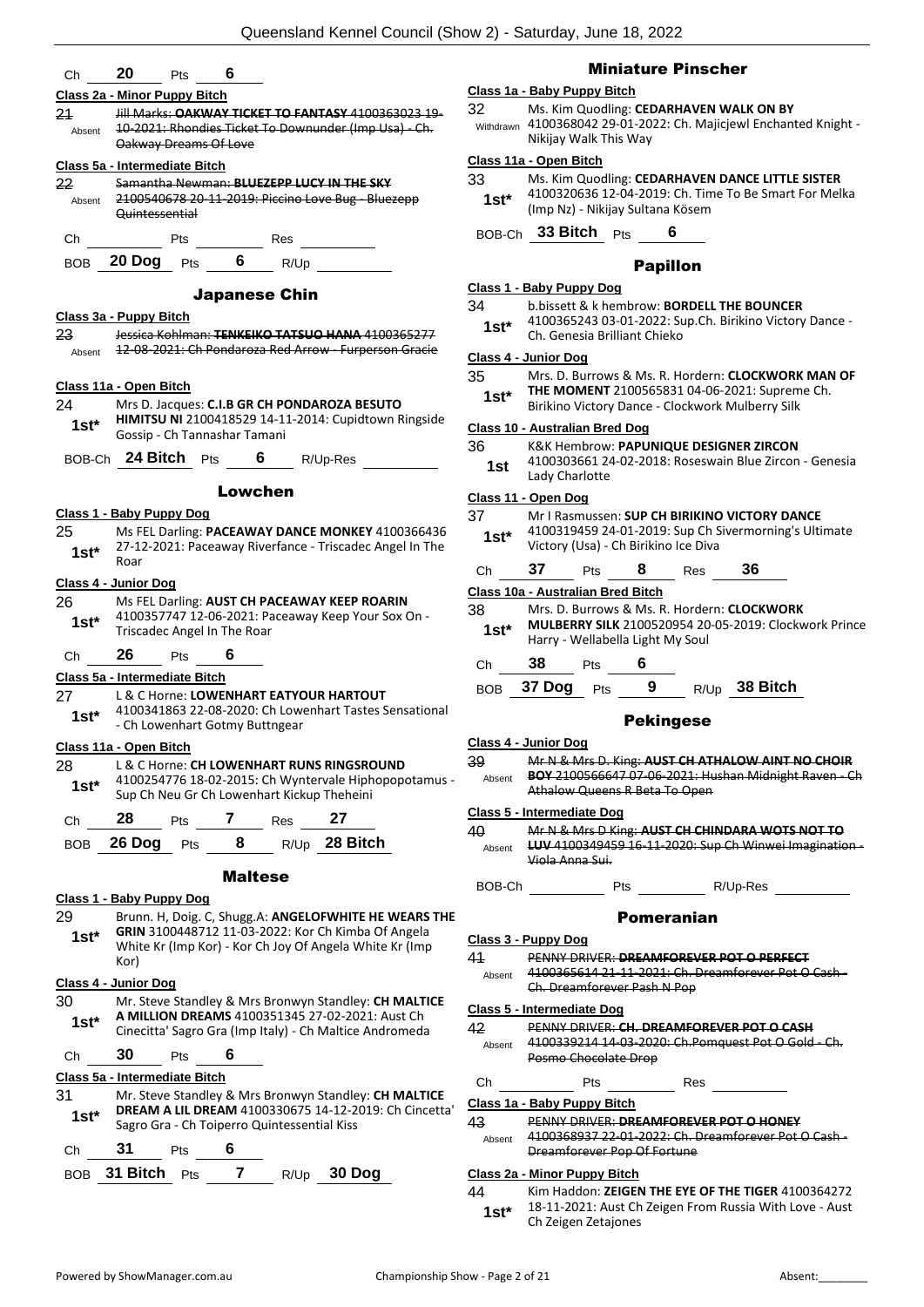Ch **20** Pts **6**

**Class 2a - Minor Puppy Bitch**

21 Absent ~~Jill Marks: **OAKWAY TICKET TO FANTASY** 4100363023 19-10-2021: Rhondies Ticket To Downunder (Imp Usa) - Ch. Oakway Dreams Of Love~~

**Class 5a - Intermediate Bitch**

22 Absent ~~Samantha Newman: **BLUEZEPP LUCY IN THE SKY** 2100540678 20-11-2019: Piccino Love Bug - Bluezepp Quintessential~~

Ch ______ Pts ______ Res ______

BOB **20 Dog** Pts **6** R/Up ______

## Japanese Chin

**Class 3a - Puppy Bitch**

23 Absent ~~Jessica Kohlman: **TENKEIKO TATSUO HANA** 4100365277 12-08-2021: Ch Pondaroza Red Arrow - Furperson Gracie~~

**Class 11a - Open Bitch**

24 1st* Mrs D. Jacques: **C.I.B GR CH PONDAROZA BESUTO HIMITSU NI** 2100418529 14-11-2014: Cupidtown Ringside Gossip - Ch Tannashar Tamani

BOB-Ch **24 Bitch** Pts **6** R/Up-Res ______

## Lowchen

**Class 1 - Baby Puppy Dog**

25 1st* Ms FEL Darling: **PACEAWAY DANCE MONKEY** 4100366436 27-12-2021: Paceaway Riverfance - Triscadec Angel In The Roar

**Class 4 - Junior Dog**

26 1st* Ms FEL Darling: **AUST CH PACEAWAY KEEP ROARIN** 4100357747 12-06-2021: Paceaway Keep Your Sox On - Triscadec Angel In The Roar

Ch **26** Pts **6**

**Class 5a - Intermediate Bitch**

27 1st* L & C Horne: **LOWENHART EATYOUR HARTOUT** 4100341863 22-08-2020: Ch Lowenhart Tastes Sensational - Ch Lowenhart Gotmy Buttngear

**Class 11a - Open Bitch**

28 1st* L & C Horne: **CH LOWENHART RUNS RINGSROUND** 4100254776 18-02-2015: Ch Wyntervale Hiphopopotamus - Sup Ch Neu Gr Ch Lowenhart Kickup Theheini

Ch **28** Pts **7** Res **27**

BOB **26 Dog** Pts **8** R/Up **28 Bitch**

## Maltese

**Class 1 - Baby Puppy Dog**

29 1st* Brunn. H, Doig. C, Shugg.A: **ANGELOFWHITE HE WEARS THE GRIN** 3100448712 11-03-2022: Kor Ch Kimba Of Angela White Kr (Imp Kor) - Kor Ch Joy Of Angela White Kr (Imp Kor)

**Class 4 - Junior Dog**

30 1st* Mr. Steve Standley & Mrs Bronwyn Standley: **CH MALTICE A MILLION DREAMS** 4100351345 27-02-2021: Aust Ch Cinecitta' Sagro Gra (Imp Italy) - Ch Maltice Andromeda

Ch **30** Pts **6**

**Class 5a - Intermediate Bitch**

31 1st* Mr. Steve Standley & Mrs Bronwyn Standley: **CH MALTICE DREAM A LIL DREAM** 4100330675 14-12-2019: Ch Cincetta' Sagro Gra - Ch Toiperro Quintessential Kiss

Ch **31** Pts **6**

BOB **31 Bitch** Pts **7** R/Up **30 Dog**

## Miniature Pinscher

**Class 1a - Baby Puppy Bitch**

32 Withdrawn Ms. Kim Quodling: **CEDARHAVEN WALK ON BY** 4100368042 29-01-2022: Ch. Majicjewl Enchanted Knight - Nikijay Walk This Way

**Class 11a - Open Bitch**

33 1st* Ms. Kim Quodling: **CEDARHAVEN DANCE LITTLE SISTER** 4100320636 12-04-2019: Ch. Time To Be Smart For Melka (Imp Nz) - Nikijay Sultana Kösem

BOB-Ch **33 Bitch** Pts **6**

## Papillon

**Class 1 - Baby Puppy Dog**

34 1st* b.bissett & k hembrow: **BORDELL THE BOUNCER** 4100365243 03-01-2022: Sup.Ch. Birikino Victory Dance - Ch. Genesia Brilliant Chieko

**Class 4 - Junior Dog**

35 1st* Mrs. D. Burrows & Ms. R. Hordern: **CLOCKWORK MAN OF THE MOMENT** 2100565831 04-06-2021: Supreme Ch. Birikino Victory Dance - Clockwork Mulberry Silk

**Class 10 - Australian Bred Dog**

36 1st K&K Hembrow: **PAPUNIQUE DESIGNER ZIRCON** 4100303661 24-02-2018: Roseswain Blue Zircon - Genesia Lady Charlotte

**Class 11 - Open Dog**

37 1st* Mr I Rasmussen: **SUP CH BIRIKINO VICTORY DANCE** 4100319459 24-01-2019: Sup Ch Sivermorning's Ultimate Victory (Usa) - Ch Birikino Ice Diva

Ch **37** Pts **8** Res **36**

**Class 10a - Australian Bred Bitch**

38 1st* Mrs. D. Burrows & Ms. R. Hordern: **CLOCKWORK MULBERRY SILK** 2100520954 20-05-2019: Clockwork Prince Harry - Wellabella Light My Soul

Ch **38** Pts **6**

BOB **37 Dog** Pts **9** R/Up **38 Bitch**

## Pekingese

**Class 4 - Junior Dog**

39 Absent ~~Mr N & Mrs D. King: **AUST CH ATHALOW AINT NO CHOIR BOY** 2100566647 07-06-2021: Hushan Midnight Raven - Ch Athalow Queens R Beta To Open~~

**Class 5 - Intermediate Dog**

40 Absent ~~Mr N & Mrs D King: **AUST CH CHINDARA WOTS NOT TO LUV** 4100349459 16-11-2020: Sup Ch Winwei Imagination - Viola Anna Sui.~~

BOB-Ch ______ Pts ______ R/Up-Res ______

## Pomeranian

**Class 3 - Puppy Dog**

41 Absent ~~PENNY DRIVER: **DREAMFOREVER POT O PERFECT** 4100365614 21-11-2021: Ch. Dreamforever Pot O Cash - Ch. Dreamforever Pash N Pop~~

**Class 5 - Intermediate Dog**

42 Absent ~~PENNY DRIVER: **CH. DREAMFOREVER POT O CASH** 4100339214 14-03-2020: Ch.Pomquest Pot O Gold - Ch. Posmo Chocolate Drop~~

Ch ______ Pts ______ Res ______

**Class 1a - Baby Puppy Bitch**

43 Absent ~~PENNY DRIVER: **DREAMFOREVER POT O HONEY** 4100368937 22-01-2022: Ch. Dreamforever Pot O Cash - Dreamforever Pop Of Fortune~~

**Class 2a - Minor Puppy Bitch**

44 1st* Kim Haddon: **ZEIGEN THE EYE OF THE TIGER** 4100364272 18-11-2021: Aust Ch Zeigen From Russia With Love - Aust Ch Zeigen Zetajones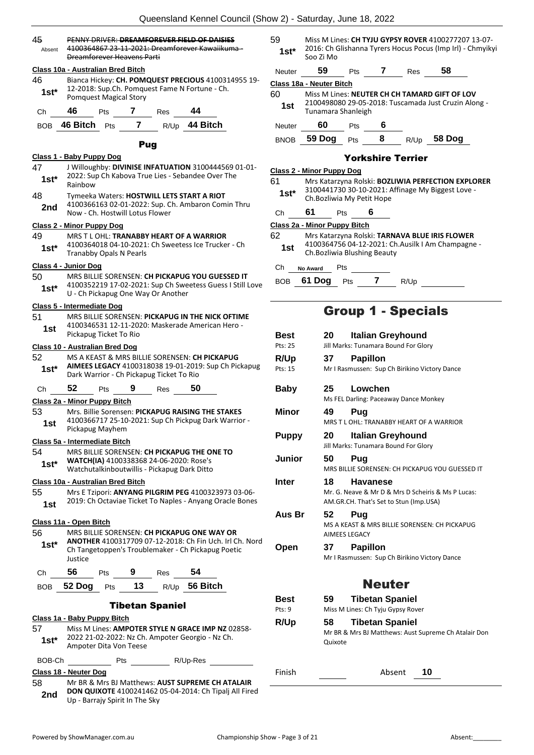45 Absent ~~PENNY DRIVER: **DREAMFOREVER FIELD OF DAISIES** 4100364867 23-11-2021: Dreamforever Kawaiikuma - Dreamforever Heavens Parti~~

**Class 10a - Australian Bred Bitch**

46 **1st*** Bianca Hickey: **CH. POMQUEST PRECIOUS** 4100314955 19-12-2018: Sup.Ch. Pomquest Fame N Fortune - Ch. Pomquest Magical Story

Ch **46** Pts **7** Res **44**

BOB **46 Bitch** Pts **7** R/Up **44 Bitch**

## Pug

**Class 1 - Baby Puppy Dog**

47 **1st*** J Willoughby: **DIVINISE INFATUATION** 3100444569 01-01-2022: Sup Ch Kabova True Lies - Sebandee Over The Rainbow

48 **2nd** Tymeeka Waters: **HOSTWILL LETS START A RIOT** 4100366163 02-01-2022: Sup. Ch. Ambaron Comin Thru Now - Ch. Hostwill Lotus Flower

**Class 2 - Minor Puppy Dog**

49 **1st*** MRS T L OHL: **TRANABBY HEART OF A WARRIOR** 4100364018 04-10-2021: Ch Sweetess Ice Trucker - Ch Tranabby Opals N Pearls

**Class 4 - Junior Dog**

50 **1st*** MRS BILLIE SORENSEN: **CH PICKAPUG YOU GUESSED IT** 4100352219 17-02-2021: Sup Ch Sweetess Guess I Still Love U - Ch Pickapug One Way Or Another

**Class 5 - Intermediate Dog**

51 **1st** MRS BILLIE SORENSEN: **PICKAPUG IN THE NICK OFTIME** 4100346531 12-11-2020: Maskerade American Hero - Pickapug Ticket To Rio

**Class 10 - Australian Bred Dog**

52 **1st*** MS A KEAST & MRS BILLIE SORENSEN: **CH PICKAPUG AIMEES LEGACY** 4100318038 19-01-2019: Sup Ch Pickapug Dark Warrior - Ch Pickapug Ticket To Rio

Ch **52** Pts **9** Res **50**

**Class 2a - Minor Puppy Bitch**

53 **1st** Mrs. Billie Sorensen: **PICKAPUG RAISING THE STAKES** 4100366717 25-10-2021: Sup Ch Pickpug Dark Warrior - Pickapug Mayhem

**Class 5a - Intermediate Bitch**

54 **1st*** MRS BILLIE SORENSEN: **CH PICKAPUG THE ONE TO WATCH(IA)** 4100338368 24-06-2020: Rose's Watchutalkinboutwillis - Pickapug Dark Ditto

**Class 10a - Australian Bred Bitch**

55 **1st** Mrs E Tzipori: **ANYANG PILGRIM PEG** 4100323973 03-06-2019: Ch Octaviae Ticket To Naples - Anyang Oracle Bones

**Class 11a - Open Bitch**

56 **1st*** MRS BILLIE SORENSEN: **CH PICKAPUG ONE WAY OR ANOTHER** 4100317709 07-12-2018: Ch Fin Uch. Irl Ch. Nord Ch Tangetoppen's Troublemaker - Ch Pickapug Poetic Justice

Ch **56** Pts **9** Res **54**

BOB **52 Dog** Pts **13** R/Up **56 Bitch**

## Tibetan Spaniel

**Class 1a - Baby Puppy Bitch**

57 **1st*** Miss M Lines: **AMPOTER STYLE N GRACE IMP NZ** 02858-2022 21-02-2022: Nz Ch. Ampoter Georgio - Nz Ch. Ampoter Dita Von Teese

BOB-Ch Pts R/Up-Res

**Class 18 - Neuter Dog**

58 **2nd** Mr BR & Mrs BJ Matthews: **AUST SUPREME CH ATALAIR DON QUIXOTE** 4100241462 05-04-2014: Ch Tipalj All Fired Up - Barrajy Spirit In The Sky

59 **1st*** Miss M Lines: **CH TYJU GYPSY ROVER** 4100277207 13-07-2016: Ch Glishanna Tyrers Hocus Pocus (Imp Irl) - Chmyikyi Soo Zi Mo

Neuter **59** Pts **7** Res **58**

**Class 18a - Neuter Bitch**

60 **1st** Miss M Lines: **NEUTER CH CH TAMARD GIFT OF LOV** 2100498080 29-05-2018: Tuscamada Just Cruzin Along - Tunamara Shanleigh

Neuter **60** Pts **6**

BNOB **59 Dog** Pts **8** R/Up **58 Dog**

## Yorkshire Terrier

**Class 2 - Minor Puppy Dog**

61 **1st*** Mrs Katarzyna Rolski: **BOZLIWIA PERFECTION EXPLORER** 3100441730 30-10-2021: Affinage My Biggest Love - Ch.Bozliwia My Petit Hope

Ch **61** Pts **6**

**Class 2a - Minor Puppy Bitch**

62 **1st** Mrs Katarzyna Rolski: **TARNAVA BLUE IRIS FLOWER** 4100364756 04-12-2021: Ch.Ausilk I Am Champagne - Ch.Bozliwia Blushing Beauty

Ch No Award Pts

BOB **61 Dog** Pts **7** R/Up

# Group 1 - Specials

| | | | |
|---|---|---|---|
| **Best** (Pts: 25) | 20 | **Italian Greyhound** | Jill Marks: Tunamara Bound For Glory |
| **R/Up** (Pts: 15) | 37 | **Papillon** | Mr I Rasmussen: Sup Ch Birikino Victory Dance |
| **Baby** | 25 | **Lowchen** | Ms FEL Darling: Paceaway Dance Monkey |
| **Minor** | 49 | **Pug** | MRS T L OHL: TRANABBY HEART OF A WARRIOR |
| **Puppy** | 20 | **Italian Greyhound** | Jill Marks: Tunamara Bound For Glory |
| **Junior** | 50 | **Pug** | MRS BILLIE SORENSEN: CH PICKAPUG YOU GUESSED IT |
| **Inter** | 18 | **Havanese** | Mr. G. Neave & Mr D & Mrs D Scheiris & Ms P Lucas: AM.GR.CH. That's Set to Stun (Imp.USA) |
| **Aus Br** | 52 | **Pug** | MS A KEAST & MRS BILLIE SORENSEN: CH PICKAPUG AIMEES LEGACY |
| **Open** | 37 | **Papillon** | Mr I Rasmussen: Sup Ch Birikino Victory Dance |

# Neuter

| | | | |
|---|---|---|---|
| **Best** (Pts: 9) | 59 | **Tibetan Spaniel** | Miss M Lines: Ch Tyju Gypsy Rover |
| **R/Up** | 58 | **Tibetan Spaniel** | Mr BR & Mrs BJ Matthews: Aust Supreme Ch Atalair Don Quixote |

Finish Absent **10**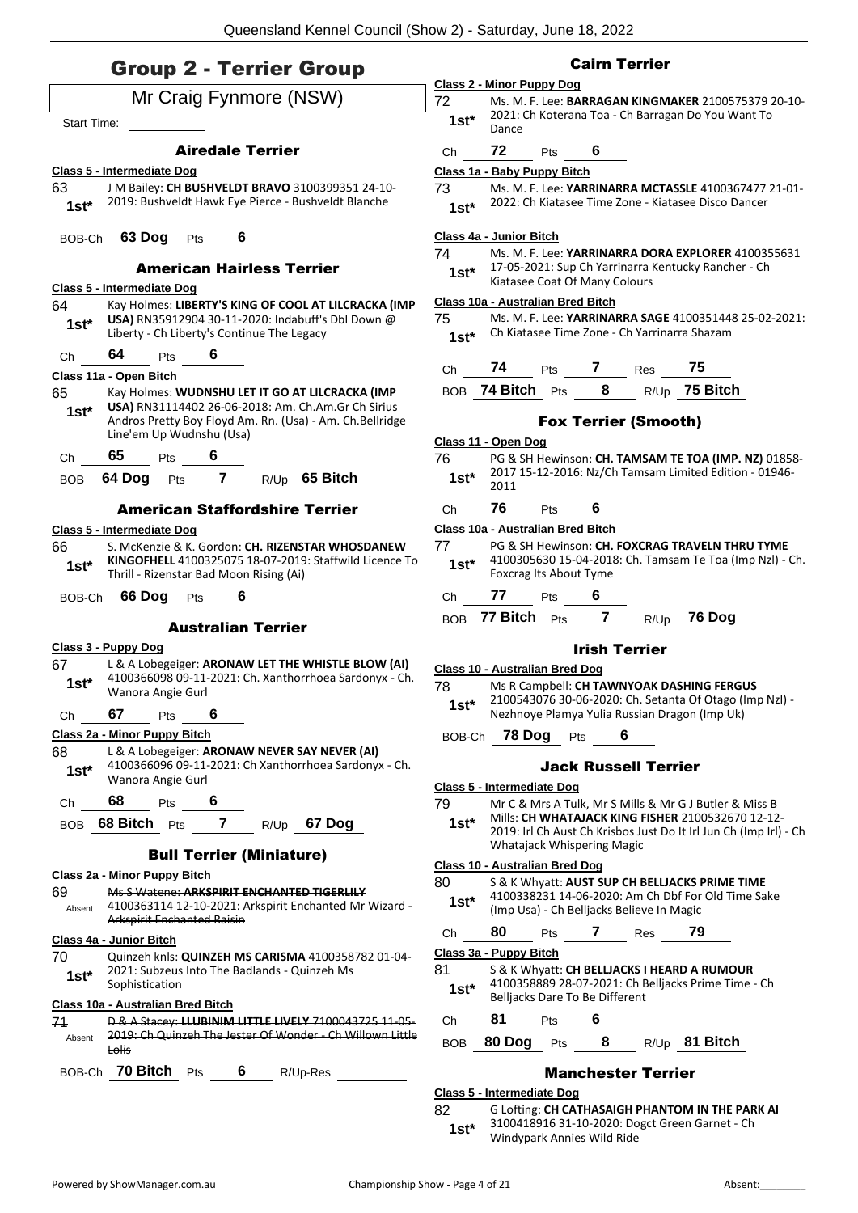# Group 2 - Terrier Group

## Mr Craig Fynmore (NSW)

Start Time:

### Airedale Terrier

**Class 5 - Intermediate Dog**

63 1st* J M Bailey: **CH BUSHVELDT BRAVO** 3100399351 24-10-2019: Bushveldt Hawk Eye Pierce - Bushveldt Blanche

BOB-Ch **63 Dog** Pts **6**

### American Hairless Terrier

**Class 5 - Intermediate Dog**

64 1st* Kay Holmes: **LIBERTY'S KING OF COOL AT LILCRACKA (IMP USA)** RN35912904 30-11-2020: Indabuff's Dbl Down @ Liberty - Ch Liberty's Continue The Legacy

Ch **64** Pts **6**

**Class 11a - Open Bitch**

65 1st* Kay Holmes: **WUDNSHU LET IT GO AT LILCRACKA (IMP USA)** RN31114402 26-06-2018: Am. Ch.Am.Gr Ch Sirius Andros Pretty Boy Floyd Am. Rn. (Usa) - Am. Ch.Bellridge Line'em Up Wudnshu (Usa)

Ch **65** Pts **6**

BOB **64 Dog** Pts **7** R/Up **65 Bitch**

### American Staffordshire Terrier

**Class 5 - Intermediate Dog**

66 1st* S. McKenzie & K. Gordon: **CH. RIZENSTAR WHOSDANEW KINGOFHELL** 4100325075 18-07-2019: Staffwild Licence To Thrill - Rizenstar Bad Moon Rising (Ai)

BOB-Ch **66 Dog** Pts **6**

### Australian Terrier

**Class 3 - Puppy Dog**

67 1st* L & A Lobegeiger: **ARONAW LET THE WHISTLE BLOW (AI)** 4100366098 09-11-2021: Ch. Xanthorrhoea Sardonyx - Ch. Wanora Angie Gurl

Ch **67** Pts **6**

**Class 2a - Minor Puppy Bitch**

68 1st* L & A Lobegeiger: **ARONAW NEVER SAY NEVER (AI)** 4100366096 09-11-2021: Ch Xanthorrhoea Sardonyx - Ch. Wanora Angie Gurl

Ch **68** Pts **6**

BOB **68 Bitch** Pts **7** R/Up **67 Dog**

### Bull Terrier (Miniature)

**Class 2a - Minor Puppy Bitch**

69 Absent ~~Ms S Watene: **ARKSPIRIT ENCHANTED TIGERLILY** 4100363114 12-10-2021: Arkspirit Enchanted Mr Wizard - Arkspirit Enchanted Raisin~~

**Class 4a - Junior Bitch**

70 1st* Quinzeh knls: **QUINZEH MS CARISMA** 4100358782 01-04-2021: Subzeus Into The Badlands - Quinzeh Ms Sophistication

**Class 10a - Australian Bred Bitch**

71 Absent ~~D & A Stacey: **LLUBINIM LITTLE LIVELY** 7100043725 11-05-2019: Ch Quinzeh The Jester Of Wonder - Ch Willown Little Lolis~~

BOB-Ch **70 Bitch** Pts **6** R/Up-Res

### Cairn Terrier

**Class 2 - Minor Puppy Dog**

72 1st* Ms. M. F. Lee: **BARRAGAN KINGMAKER** 2100575379 20-10-2021: Ch Koterana Toa - Ch Barragan Do You Want To Dance

Ch **72** Pts **6**

**Class 1a - Baby Puppy Bitch**

73 1st* Ms. M. F. Lee: **YARRINARRA MCTASSLE** 4100367477 21-01-2022: Ch Kiatasee Time Zone - Kiatasee Disco Dancer

**Class 4a - Junior Bitch**

74 1st* Ms. M. F. Lee: **YARRINARRA DORA EXPLORER** 4100355631 17-05-2021: Sup Ch Yarrinarra Kentucky Rancher - Ch Kiatasee Coat Of Many Colours

**Class 10a - Australian Bred Bitch**

75 1st* Ms. M. F. Lee: **YARRINARRA SAGE** 4100351448 25-02-2021: Ch Kiatasee Time Zone - Ch Yarrinarra Shazam

Ch **74** Pts **7** Res **75**

BOB **74 Bitch** Pts **8** R/Up **75 Bitch**

### Fox Terrier (Smooth)

**Class 11 - Open Dog**

76 1st* PG & SH Hewinson: **CH. TAMSAM TE TOA (IMP. NZ)** 01858-2017 15-12-2016: Nz/Ch Tamsam Limited Edition - 01946-2011

Ch **76** Pts **6**

**Class 10a - Australian Bred Bitch**

77 1st* PG & SH Hewinson: **CH. FOXCRAG TRAVELN THRU TYME** 4100305630 15-04-2018: Ch. Tamsam Te Toa (Imp Nzl) - Ch. Foxcrag Its About Tyme

Ch **77** Pts **6**

BOB **77 Bitch** Pts **7** R/Up **76 Dog**

### Irish Terrier

**Class 10 - Australian Bred Dog**

78 1st* Ms R Campbell: **CH TAWNYOAK DASHING FERGUS** 2100543076 30-06-2020: Ch. Setanta Of Otago (Imp Nzl) - Nezhnoye Plamya Yulia Russian Dragon (Imp Uk)

BOB-Ch **78 Dog** Pts **6**

### Jack Russell Terrier

**Class 5 - Intermediate Dog**

79 1st* Mr C & Mrs A Tulk, Mr S Mills & Mr G J Butler & Miss B Mills: **CH WHATAJACK KING FISHER** 2100532670 12-12-2019: Irl Ch Aust Ch Krisbos Just Do It Irl Jun Ch (Imp Irl) - Ch Whatajack Whispering Magic

**Class 10 - Australian Bred Dog**

80 1st* S & K Whyatt: **AUST SUP CH BELLJACKS PRIME TIME** 4100338231 14-06-2020: Am Ch Dbf For Old Time Sake (Imp Usa) - Ch Belljacks Believe In Magic

Ch **80** Pts **7** Res **79**

**Class 3a - Puppy Bitch**

81 1st* S & K Whyatt: **CH BELLJACKS I HEARD A RUMOUR** 4100358889 28-07-2021: Ch Belljacks Prime Time - Ch Belljacks Dare To Be Different

Ch **81** Pts **6**

BOB **80 Dog** Pts **8** R/Up **81 Bitch**

### Manchester Terrier

**Class 5 - Intermediate Dog**

82 1st* G Lofting: **CH CATHASAIGH PHANTOM IN THE PARK AI** 3100418916 31-10-2020: Dogct Green Garnet - Ch Windypark Annies Wild Ride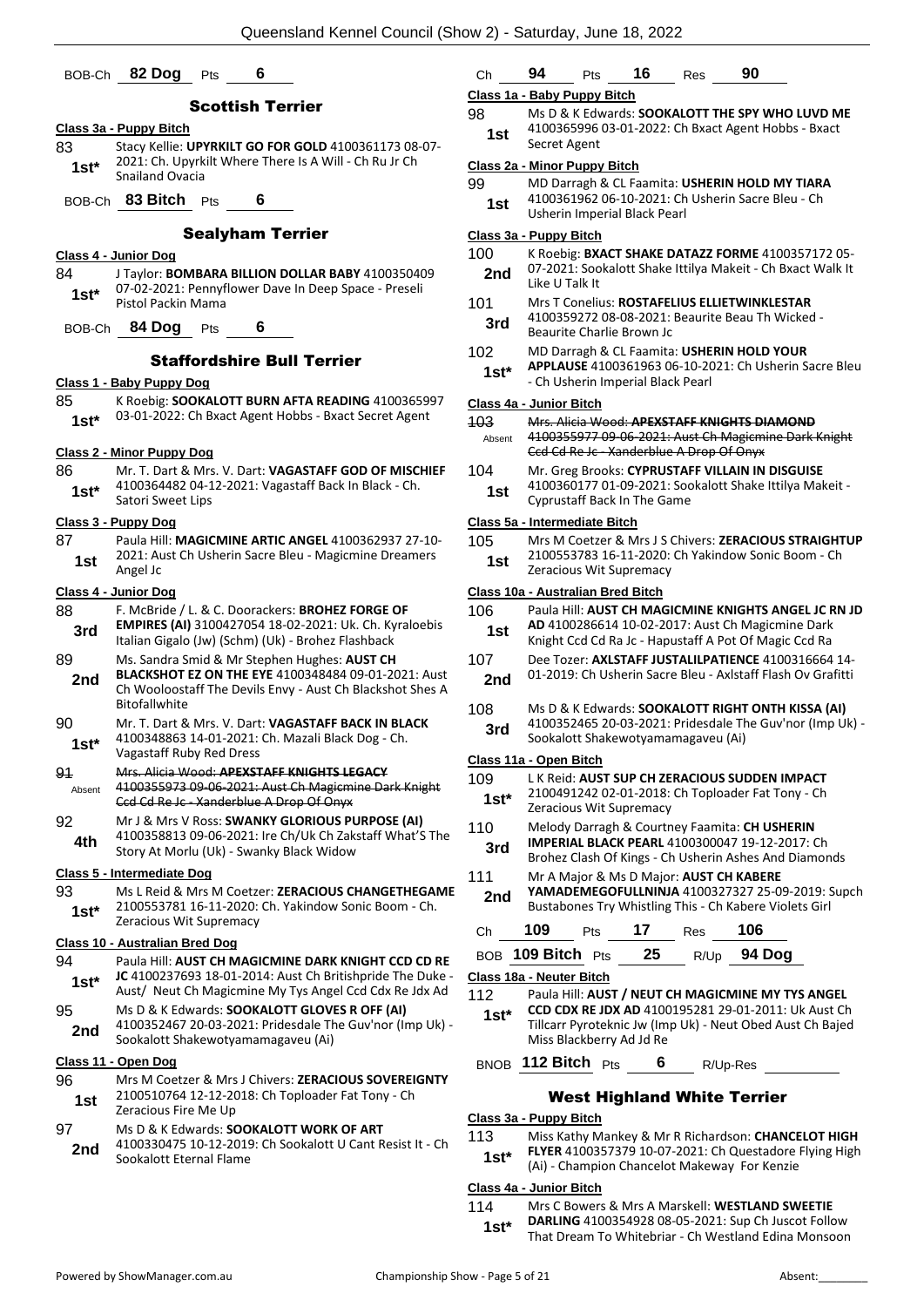BOB-Ch **82 Dog** Pts **6**

## Scottish Terrier

**Class 3a - Puppy Bitch**

83 **1st*** Stacy Kellie: **UPYRKILT GO FOR GOLD** 4100361173 08-07-2021: Ch. Upyrkilt Where There Is A Will - Ch Ru Jr Ch Snailand Ovacia

BOB-Ch **83 Bitch** Pts **6**

## Sealyham Terrier

**Class 4 - Junior Dog**

84 **1st*** J Taylor: **BOMBARA BILLION DOLLAR BABY** 4100350409 07-02-2021: Pennyflower Dave In Deep Space - Preseli Pistol Packin Mama

BOB-Ch **84 Dog** Pts **6**

## Staffordshire Bull Terrier

**Class 1 - Baby Puppy Dog**

85 **1st*** K Roebig: **SOOKALOTT BURN AFTA READING** 4100365997 03-01-2022: Ch Bxact Agent Hobbs - Bxact Secret Agent

**Class 2 - Minor Puppy Dog**

86 **1st*** Mr. T. Dart & Mrs. V. Dart: **VAGASTAFF GOD OF MISCHIEF** 4100364482 04-12-2021: Vagastaff Back In Black - Ch. Satori Sweet Lips

**Class 3 - Puppy Dog**

87 **1st** Paula Hill: **MAGICMINE ARTIC ANGEL** 4100362937 27-10-2021: Aust Ch Usherin Sacre Bleu - Magicmine Dreamers Angel Jc

**Class 4 - Junior Dog**

88 **3rd** F. McBride / L. & C. Doorackers: **BROHEZ FORGE OF EMPIRES (AI)** 3100427054 18-02-2021: Uk. Ch. Kyraloebis Italian Gigalo (Jw) (Schm) (Uk) - Brohez Flashback

89 **2nd** Ms. Sandra Smid & Mr Stephen Hughes: **AUST CH BLACKSHOT EZ ON THE EYE** 4100348484 09-01-2021: Aust Ch Wooloostaff The Devils Envy - Aust Ch Blackshot Shes A Bitofallwhite

90 **1st*** Mr. T. Dart & Mrs. V. Dart: **VAGASTAFF BACK IN BLACK** 4100348863 14-01-2021: Ch. Mazali Black Dog - Ch. Vagastaff Ruby Red Dress

91 Absent ~~Mrs. Alicia Wood: **APEXSTAFF KNIGHTS LEGACY** 4100355973 09-06-2021: Aust Ch Magicmine Dark Knight Ccd Cd Re Jc - Xanderblue A Drop Of Onyx~~

92 **4th** Mr J & Mrs V Ross: **SWANKY GLORIOUS PURPOSE (AI)** 4100358813 09-06-2021: Ire Ch/Uk Ch Zakstaff What'S The Story At Morlu (Uk) - Swanky Black Widow

**Class 5 - Intermediate Dog**

93 **1st*** Ms L Reid & Mrs M Coetzer: **ZERACIOUS CHANGETHEGAME** 2100553781 16-11-2020: Ch. Yakindow Sonic Boom - Ch. Zeracious Wit Supremacy

**Class 10 - Australian Bred Dog**

94 **1st*** Paula Hill: **AUST CH MAGICMINE DARK KNIGHT CCD CD RE JC** 4100237693 18-01-2014: Aust Ch Britishpride The Duke - Aust/ Neut Ch Magicmine My Tys Angel Ccd Cdx Re Jdx Ad

95 **2nd** Ms D & K Edwards: **SOOKALOTT GLOVES R OFF (AI)** 4100352467 20-03-2021: Pridesdale The Guv'nor (Imp Uk) - Sookalott Shakewotyamamagaveu (Ai)

**Class 11 - Open Dog**

96 **1st** Mrs M Coetzer & Mrs J Chivers: **ZERACIOUS SOVEREIGNTY** 2100510764 12-12-2018: Ch Toploader Fat Tony - Ch Zeracious Fire Me Up

97 **2nd** Ms D & K Edwards: **SOOKALOTT WORK OF ART** 4100330475 10-12-2019: Ch Sookalott U Cant Resist It - Ch Sookalott Eternal Flame

Ch **94** Pts **16** Res **90**

**Class 1a - Baby Puppy Bitch**

98 **1st** Ms D & K Edwards: **SOOKALOTT THE SPY WHO LUVD ME** 4100365996 03-01-2022: Ch Bxact Agent Hobbs - Bxact Secret Agent

**Class 2a - Minor Puppy Bitch**

99 **1st** MD Darragh & CL Faamita: **USHERIN HOLD MY TIARA** 4100361962 06-10-2021: Ch Usherin Sacre Bleu - Ch Usherin Imperial Black Pearl

**Class 3a - Puppy Bitch**

100 **2nd** K Roebig: **BXACT SHAKE DATAZZ FORME** 4100357172 05-07-2021: Sookalott Shake Ittilya Makeit - Ch Bxact Walk It Like U Talk It

101 **3rd** Mrs T Conelius: **ROSTAFELIUS ELLIETWINKLESTAR** 4100359272 08-08-2021: Beaurite Beau Th Wicked - Beaurite Charlie Brown Jc

102 **1st*** MD Darragh & CL Faamita: **USHERIN HOLD YOUR APPLAUSE** 4100361963 06-10-2021: Ch Usherin Sacre Bleu - Ch Usherin Imperial Black Pearl

**Class 4a - Junior Bitch**

103 Absent ~~Mrs. Alicia Wood: **APEXSTAFF KNIGHTS DIAMOND** 4100355977 09-06-2021: Aust Ch Magicmine Dark Knight Ccd Cd Re Jc - Xanderblue A Drop Of Onyx~~

104 **1st** Mr. Greg Brooks: **CYPRUSTAFF VILLAIN IN DISGUISE** 4100360177 01-09-2021: Sookalott Shake Ittilya Makeit - Cyprustaff Back In The Game

**Class 5a - Intermediate Bitch**

105 **1st** Mrs M Coetzer & Mrs J S Chivers: **ZERACIOUS STRAIGHTUP** 2100553783 16-11-2020: Ch Yakindow Sonic Boom - Ch Zeracious Wit Supremacy

**Class 10a - Australian Bred Bitch**

106 **1st** Paula Hill: **AUST CH MAGICMINE KNIGHTS ANGEL JC RN JD AD** 4100286614 10-02-2017: Aust Ch Magicmine Dark Knight Ccd Cd Ra Jc - Hapustaff A Pot Of Magic Ccd Ra

107 **2nd** Dee Tozer: **AXLSTAFF JUSTALILPATIENCE** 4100316664 14-01-2019: Ch Usherin Sacre Bleu - Axlstaff Flash Ov Grafitti

108 **3rd** Ms D & K Edwards: **SOOKALOTT RIGHT ONTH KISSA (AI)** 4100352465 20-03-2021: Pridesdale The Guv'nor (Imp Uk) - Sookalott Shakewotyamamagaveu (Ai)

**Class 11a - Open Bitch**

109 **1st*** L K Reid: **AUST SUP CH ZERACIOUS SUDDEN IMPACT** 2100491242 02-01-2018: Ch Toploader Fat Tony - Ch Zeracious Wit Supremacy

110 **3rd** Melody Darragh & Courtney Faamita: **CH USHERIN IMPERIAL BLACK PEARL** 4100300047 19-12-2017: Ch Brohez Clash Of Kings - Ch Usherin Ashes And Diamonds

111 **2nd** Mr A Major & Ms D Major: **AUST CH KABERE YAMADEMEGOFULLNINJA** 4100327327 25-09-2019: Supch Bustabones Try Whistling This - Ch Kabere Violets Girl

Ch **109** Pts **17** Res **106**

BOB **109 Bitch** Pts **25** R/Up **94 Dog**

**Class 18a - Neuter Bitch**

112 **1st*** Paula Hill: **AUST / NEUT CH MAGICMINE MY TYS ANGEL CCD CDX RE JDX AD** 4100195281 29-01-2011: Uk Aust Ch Tillcarr Pyroteknic Jw (Imp Uk) - Neut Obed Aust Ch Bajed Miss Blackberry Ad Jd Re

BNOB **112 Bitch** Pts **6** R/Up-Res

## West Highland White Terrier

**Class 3a - Puppy Bitch**

113 **1st*** Miss Kathy Mankey & Mr R Richardson: **CHANCELOT HIGH FLYER** 4100357379 10-07-2021: Ch Questadore Flying High (Ai) - Champion Chancelot Makeway For Kenzie

**Class 4a - Junior Bitch**

114 **1st*** Mrs C Bowers & Mrs A Marskell: **WESTLAND SWEETIE DARLING** 4100354928 08-05-2021: Sup Ch Juscot Follow That Dream To Whitebriar - Ch Westland Edina Monsoon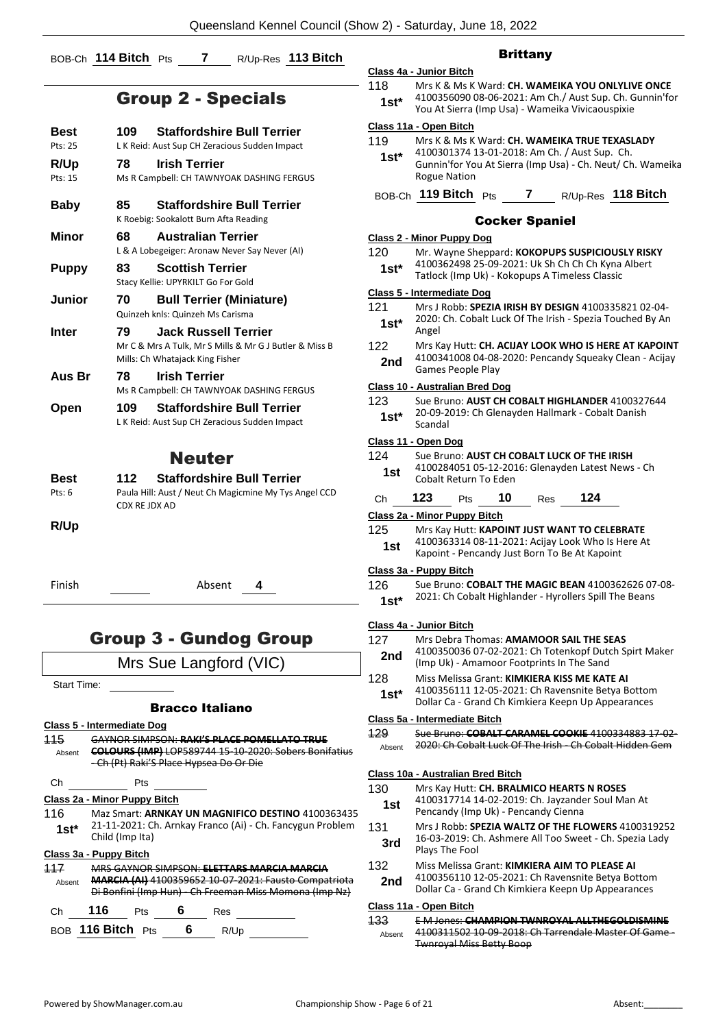BOB-Ch **114 Bitch** Pts **7** R/Up-Res **113 Bitch**

## Group 2 - Specials

| | | |
|---|---|---|
| **Best** Pts: 25 | **109** | **Staffordshire Bull Terrier** L K Reid: Aust Sup CH Zeracious Sudden Impact |
| **R/Up** Pts: 15 | **78** | **Irish Terrier** Ms R Campbell: CH TAWNYOAK DASHING FERGUS |
| **Baby** | **85** | **Staffordshire Bull Terrier** K Roebig: Sookalott Burn Afta Reading |
| **Minor** | **68** | **Australian Terrier** L & A Lobegeiger: Aronaw Never Say Never (AI) |
| **Puppy** | **83** | **Scottish Terrier** Stacy Kellie: UPYRKILT Go For Gold |
| **Junior** | **70** | **Bull Terrier (Miniature)** Quinzeh knls: Quinzeh Ms Carisma |
| **Inter** | **79** | **Jack Russell Terrier** Mr C & Mrs A Tulk, Mr S Mills & Mr G J Butler & Miss B Mills: Ch Whatajack King Fisher |
| **Aus Br** | **78** | **Irish Terrier** Ms R Campbell: CH TAWNYOAK DASHING FERGUS |
| **Open** | **109** | **Staffordshire Bull Terrier** L K Reid: Aust Sup CH Zeracious Sudden Impact |

## Neuter

| | | |
|---|---|---|
| **Best** Pts: 6 | **112** | **Staffordshire Bull Terrier** Paula Hill: Aust / Neut Ch Magicmine My Tys Angel CCD CDX RE JDX AD |
| **R/Up** | | |

Finish ______ Absent **4**

## Group 3 - Gundog Group

Mrs Sue Langford (VIC)

Start Time: ______

### Bracco Italiano

**Class 5 - Intermediate Dog**

115 Absent ~~GAYNOR SIMPSON: **RAKI'S PLACE POMELLATO TRUE COLOURS (IMP)** LOP589744 15-10-2020: Sobers Bonifatius - Ch (Pt) Raki'S Place Hypsea Do Or Die~~

Ch ______ Pts ______

**Class 2a - Minor Puppy Bitch**

116 **1st*** Maz Smart: **ARNKAY UN MAGNIFICO DESTINO** 4100363435 21-11-2021: Ch. Arnkay Franco (Ai) - Ch. Fancygun Problem Child (Imp Ita)

**Class 3a - Puppy Bitch**

117 Absent ~~MRS GAYNOR SIMPSON: **ELETTARS MARCIA MARCIA MARCIA (AI)** 4100359652 10-07-2021: Fausto Compatriota Di Bonfini (Imp Hun) - Ch Freeman Miss Momona (Imp Nz)~~

Ch **116** Pts **6** Res ______

BOB **116 Bitch** Pts **6** R/Up ______

### Brittany

**Class 4a - Junior Bitch**

118 **1st*** Mrs K & Ms K Ward: **CH. WAMEIKA YOU ONLYLIVE ONCE** 4100356090 08-06-2021: Am Ch./ Aust Sup. Ch. Gunnin'for You At Sierra (Imp Usa) - Wameika Vivicaouspixie

**Class 11a - Open Bitch**

119 **1st*** Mrs K & Ms K Ward: **CH. WAMEIKA TRUE TEXASLADY** 4100301374 13-01-2018: Am Ch. / Aust Sup. Ch. Gunnin'for You At Sierra (Imp Usa) - Ch. Neut/ Ch. Wameika Rogue Nation

BOB-Ch **119 Bitch** Pts **7** R/Up-Res **118 Bitch**

### Cocker Spaniel

**Class 2 - Minor Puppy Dog**

120 **1st*** Mr. Wayne Sheppard: **KOKOPUPS SUSPICIOUSLY RISKY** 4100362498 25-09-2021: Uk Sh Ch Ch Ch Kyna Albert Tatlock (Imp Uk) - Kokopups A Timeless Classic

**Class 5 - Intermediate Dog**

121 **1st*** Mrs J Robb: **SPEZIA IRISH BY DESIGN** 4100335821 02-04-2020: Ch. Cobalt Luck Of The Irish - Spezia Touched By An Angel

122 **2nd** Mrs Kay Hutt: **CH. ACIJAY LOOK WHO IS HERE AT KAPOINT** 4100341008 04-08-2020: Pencandy Squeaky Clean - Acijay Games People Play

**Class 10 - Australian Bred Dog**

123 **1st*** Sue Bruno: **AUST CH COBALT HIGHLANDER** 4100327644 20-09-2019: Ch Glenayden Hallmark - Cobalt Danish Scandal

**Class 11 - Open Dog**

124 **1st** Sue Bruno: **AUST CH COBALT LUCK OF THE IRISH** 4100284051 05-12-2016: Glenayden Latest News - Ch Cobalt Return To Eden

Ch **123** Pts **10** Res **124**

**Class 2a - Minor Puppy Bitch**

125 **1st** Mrs Kay Hutt: **KAPOINT JUST WANT TO CELEBRATE** 4100363314 08-11-2021: Acijay Look Who Is Here At Kapoint - Pencandy Just Born To Be At Kapoint

**Class 3a - Puppy Bitch**

126 **1st*** Sue Bruno: **COBALT THE MAGIC BEAN** 4100362626 07-08-2021: Ch Cobalt Highlander - Hyrollers Spill The Beans

**Class 4a - Junior Bitch**

127 **2nd** Mrs Debra Thomas: **AMAMOOR SAIL THE SEAS** 4100350036 07-02-2021: Ch Totenkopf Dutch Spirt Maker (Imp Uk) - Amamoor Footprints In The Sand

128 **1st*** Miss Melissa Grant: **KIMKIERA KISS ME KATE AI** 4100356111 12-05-2021: Ch Ravensnite Betya Bottom Dollar Ca - Grand Ch Kimkiera Keepn Up Appearances

**Class 5a - Intermediate Bitch**

129 Absent ~~Sue Bruno: **COBALT CARAMEL COOKIE** 4100334883 17-02-2020: Ch Cobalt Luck Of The Irish - Ch Cobalt Hidden Gem~~

**Class 10a - Australian Bred Bitch**

130 **1st** Mrs Kay Hutt: **CH. BRALMICO HEARTS N ROSES** 4100317714 14-02-2019: Ch. Jayzander Soul Man At Pencandy (Imp Uk) - Pencandy Cienna

131 **3rd** Mrs J Robb: **SPEZIA WALTZ OF THE FLOWERS** 4100319252 16-03-2019: Ch. Ashmere All Too Sweet - Ch. Spezia Lady Plays The Fool

132 **2nd** Miss Melissa Grant: **KIMKIERA AIM TO PLEASE AI** 4100356110 12-05-2021: Ch Ravensnite Betya Bottom Dollar Ca - Grand Ch Kimkiera Keepn Up Appearances

**Class 11a - Open Bitch**

133 Absent ~~E M Jones: **CHAMPION TWNROYAL ALLTHEGOLDISMINE** 4100311502 10-09-2018: Ch Tarrendale Master Of Game - Twnroyal Miss Betty Boop~~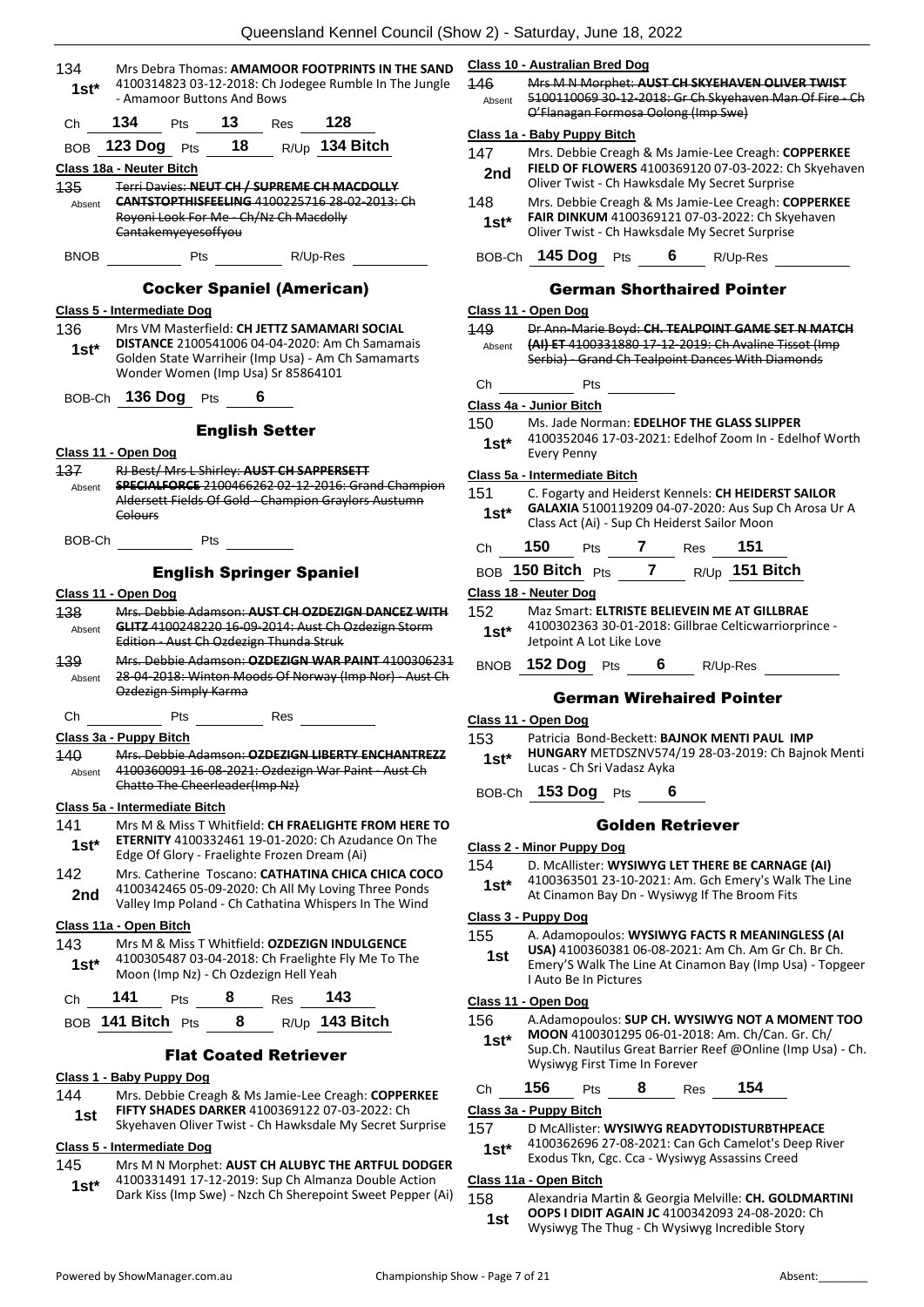134 1st* Mrs Debra Thomas: **AMAMOOR FOOTPRINTS IN THE SAND** 4100314823 03-12-2018: Ch Jodegee Rumble In The Jungle - Amamoor Buttons And Bows

Ch **134** Pts **13** Res **128**

BOB **123 Dog** Pts **18** R/Up **134 Bitch**

**Class 18a - Neuter Bitch**

135 Absent ~~Terri Davies: NEUT CH / SUPREME CH MACDOLLY CANTSTOPTHISFEELING 4100225716 28-02-2013: Ch Royoni Look For Me - Ch/Nz Ch Macdolly Cantakemyeyesoffyou~~

BNOB Pts R/Up-Res

## Cocker Spaniel (American)

**Class 5 - Intermediate Dog**

136 1st* Mrs VM Masterfield: **CH JETTZ SAMAMARI SOCIAL DISTANCE** 2100541006 04-04-2020: Am Ch Samamais Golden State Warriheir (Imp Usa) - Am Ch Samamarts Wonder Women (Imp Usa) Sr 85864101

BOB-Ch **136 Dog** Pts **6**

## English Setter

**Class 11 - Open Dog**

137 Absent ~~RJ Best/ Mrs L Shirley: AUST CH SAPPERSETT SPECIALFORCE 2100466262 02-12-2016: Grand Champion Aldersett Fields Of Gold - Champion Graylors Austumn Colours~~

BOB-Ch Pts

## English Springer Spaniel

**Class 11 - Open Dog**

138 Absent ~~Mrs. Debbie Adamson: AUST CH OZDEZIGN DANCEZ WITH GLITZ 4100248220 16-09-2014: Aust Ch Ozdezign Storm Edition - Aust Ch Ozdezign Thunda Struk~~

139 Absent ~~Mrs. Debbie Adamson: OZDEZIGN WAR PAINT 4100306231 28-04-2018: Winton Moods Of Norway (Imp Nor) - Aust Ch Ozdezign Simply Karma~~

Ch Pts Res

**Class 3a - Puppy Bitch**

140 Absent ~~Mrs. Debbie Adamson: OZDEZIGN LIBERTY ENCHANTREZZ 4100360091 16-08-2021: Ozdezign War Paint - Aust Ch Chatto The Cheerleader(Imp Nz)~~

**Class 5a - Intermediate Bitch**

141 1st* Mrs M & Miss T Whitfield: **CH FRAELIGHTE FROM HERE TO ETERNITY** 4100332461 19-01-2020: Ch Azudance On The Edge Of Glory - Fraelighte Frozen Dream (Ai)

142 2nd Mrs. Catherine Toscano: **CATHATINA CHICA CHICA COCO** 4100342465 05-09-2020: Ch All My Loving Three Ponds Valley Imp Poland - Ch Cathatina Whispers In The Wind

**Class 11a - Open Bitch**

143 1st* Mrs M & Miss T Whitfield: **OZDEZIGN INDULGENCE** 4100305487 03-04-2018: Ch Fraelighte Fly Me To The Moon (Imp Nz) - Ch Ozdezign Hell Yeah

Ch **141** Pts **8** Res **143**

BOB **141 Bitch** Pts **8** R/Up **143 Bitch**

## Flat Coated Retriever

**Class 1 - Baby Puppy Dog**

144 1st Mrs. Debbie Creagh & Ms Jamie-Lee Creagh: **COPPERKEE FIFTY SHADES DARKER** 4100369122 07-03-2022: Ch Skyehaven Oliver Twist - Ch Hawksdale My Secret Surprise

**Class 5 - Intermediate Dog**

145 1st* Mrs M N Morphet: **AUST CH ALUBYC THE ARTFUL DODGER** 4100331491 17-12-2019: Sup Ch Almanza Double Action Dark Kiss (Imp Swe) - Nzch Ch Sherepoint Sweet Pepper (Ai)

**Class 10 - Australian Bred Dog**

146 Absent ~~Mrs M N Morphet: AUST CH SKYEHAVEN OLIVER TWIST 5100110069 30-12-2018: Gr Ch Skyehaven Man Of Fire - Ch O'Flanagan Formosa Oolong (Imp Swe)~~

**Class 1a - Baby Puppy Bitch**

147 2nd Mrs. Debbie Creagh & Ms Jamie-Lee Creagh: **COPPERKEE FIELD OF FLOWERS** 4100369120 07-03-2022: Ch Skyehaven Oliver Twist - Ch Hawksdale My Secret Surprise

148 1st* Mrs. Debbie Creagh & Ms Jamie-Lee Creagh: **COPPERKEE FAIR DINKUM** 4100369121 07-03-2022: Ch Skyehaven Oliver Twist - Ch Hawksdale My Secret Surprise

BOB-Ch **145 Dog** Pts **6** R/Up-Res

## German Shorthaired Pointer

**Class 11 - Open Dog**

149 Absent ~~Dr Ann-Marie Boyd: CH. TEALPOINT GAME SET N MATCH (AI) ET 4100331880 17-12-2019: Ch Avaline Tissot (Imp Serbia) - Grand Ch Tealpoint Dances With Diamonds~~

Ch Pts

**Class 4a - Junior Bitch**

150 1st* Ms. Jade Norman: **EDELHOF THE GLASS SLIPPER** 4100352046 17-03-2021: Edelhof Zoom In - Edelhof Worth Every Penny

**Class 5a - Intermediate Bitch**

151 1st* C. Fogarty and Heiderst Kennels: **CH HEIDERST SAILOR GALAXIA** 5100119209 04-07-2020: Aus Sup Ch Arosa Ur A Class Act (Ai) - Sup Ch Heiderst Sailor Moon

Ch **150** Pts **7** Res **151**

BOB **150 Bitch** Pts **7** R/Up **151 Bitch**

**Class 18 - Neuter Dog**

152 1st* Maz Smart: **ELTRISTE BELIEVEIN ME AT GILLBRAE** 4100302363 30-01-2018: Gillbrae Celticwarriorprince - Jetpoint A Lot Like Love

BNOB **152 Dog** Pts **6** R/Up-Res

## German Wirehaired Pointer

**Class 11 - Open Dog**

153 1st* Patricia Bond-Beckett: **BAJNOK MENTI PAUL IMP HUNGARY** METDSZNV574/19 28-03-2019: Ch Bajnok Menti Lucas - Ch Sri Vadasz Ayka

BOB-Ch **153 Dog** Pts **6**

## Golden Retriever

**Class 2 - Minor Puppy Dog**

154 1st* D. McAllister: **WYSIWYG LET THERE BE CARNAGE (AI)** 4100363501 23-10-2021: Am. Gch Emery's Walk The Line At Cinamon Bay Dn - Wysiwyg If The Broom Fits

**Class 3 - Puppy Dog**

155 1st A. Adamopoulos: **WYSIWYG FACTS R MEANINGLESS (AI USA)** 4100360381 06-08-2021: Am Ch. Am Gr Ch. Br Ch. Emery'S Walk The Line At Cinamon Bay (Imp Usa) - Topgeer I Auto Be In Pictures

**Class 11 - Open Dog**

156 1st* A.Adamopoulos: **SUP CH. WYSIWYG NOT A MOMENT TOO MOON** 4100301295 06-01-2018: Am. Ch/Can. Gr. Ch/ Sup.Ch. Nautilus Great Barrier Reef @Online (Imp Usa) - Ch. Wysiwyg First Time In Forever

Ch **156** Pts **8** Res **154**

**Class 3a - Puppy Bitch**

157 1st* D McAllister: **WYSIWYG READYTODISTURBTHPEACE** 4100362696 27-08-2021: Can Gch Camelot's Deep River Exodus Tkn, Cgc. Cca - Wysiwyg Assassins Creed

**Class 11a - Open Bitch**

158 1st Alexandria Martin & Georgia Melville: **CH. GOLDMARTINI OOPS I DIDIT AGAIN JC** 4100342093 24-08-2020: Ch Wysiwyg The Thug - Ch Wysiwyg Incredible Story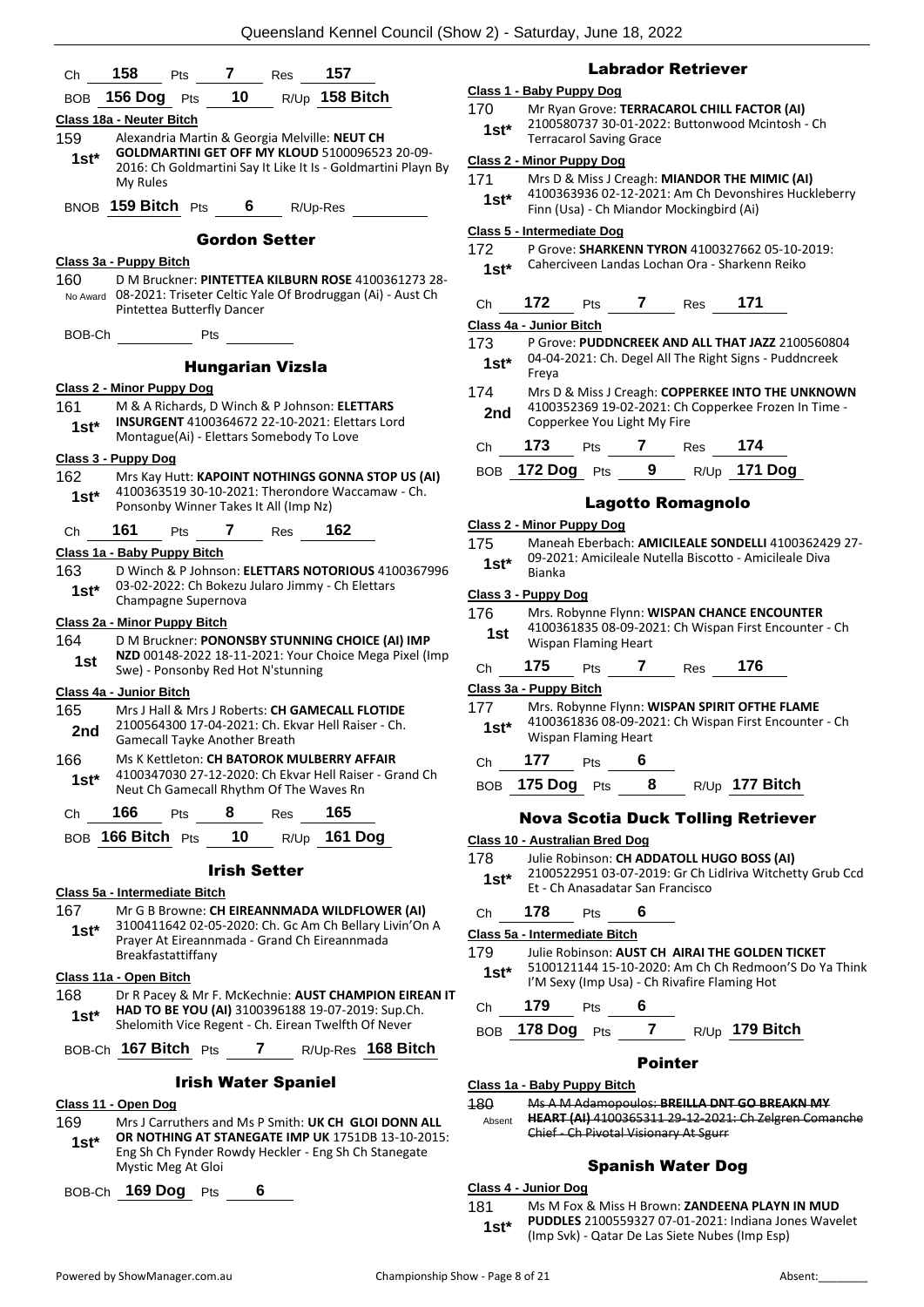Ch **158** Pts **7** Res **157**

BOB **156 Dog** Pts **10** R/Up **158 Bitch**

**Class 18a - Neuter Bitch**

159 **1st*** Alexandria Martin & Georgia Melville: **NEUT CH GOLDMARTINI GET OFF MY KLOUD** 5100096523 20-09-2016: Ch Goldmartini Say It Like It Is - Goldmartini Playn By My Rules

BNOB **159 Bitch** Pts **6** R/Up-Res

## Gordon Setter

**Class 3a - Puppy Bitch**

160 No Award D M Bruckner: **PINTETTEA KILBURN ROSE** 4100361273 28-08-2021: Triseter Celtic Yale Of Brodruggan (Ai) - Aust Ch Pintettea Butterfly Dancer

BOB-Ch Pts

## Hungarian Vizsla

**Class 2 - Minor Puppy Dog**

161 **1st*** M & A Richards, D Winch & P Johnson: **ELETTARS INSURGENT** 4100364672 22-10-2021: Elettars Lord Montague(Ai) - Elettars Somebody To Love

**Class 3 - Puppy Dog**

162 **1st*** Mrs Kay Hutt: **KAPOINT NOTHINGS GONNA STOP US (AI)** 4100363519 30-10-2021: Therondore Waccamaw - Ch. Ponsonby Winner Takes It All (Imp Nz)

Ch **161** Pts **7** Res **162**

**Class 1a - Baby Puppy Bitch**

163 **1st*** D Winch & P Johnson: **ELETTARS NOTORIOUS** 4100367996 03-02-2022: Ch Bokezu Jularo Jimmy - Ch Elettars Champagne Supernova

**Class 2a - Minor Puppy Bitch**

164 **1st** D M Bruckner: **PONONSBY STUNNING CHOICE (AI) IMP NZD** 00148-2022 18-11-2021: Your Choice Mega Pixel (Imp Swe) - Ponsonby Red Hot N'stunning

**Class 4a - Junior Bitch**

165 **2nd** Mrs J Hall & Mrs J Roberts: **CH GAMECALL FLOTIDE** 2100564300 17-04-2021: Ch. Ekvar Hell Raiser - Ch. Gamecall Tayke Another Breath

166 **1st*** Ms K Kettleton: **CH BATOROK MULBERRY AFFAIR** 4100347030 27-12-2020: Ch Ekvar Hell Raiser - Grand Ch Neut Ch Gamecall Rhythm Of The Waves Rn

Ch **166** Pts **8** Res **165**

BOB **166 Bitch** Pts **10** R/Up **161 Dog**

## Irish Setter

**Class 5a - Intermediate Bitch**

167 **1st*** Mr G B Browne: **CH EIREANNMADA WILDFLOWER (AI)** 3100411642 02-05-2020: Ch. Gc Am Ch Bellary Livin'On A Prayer At Eireannmada - Grand Ch Eireannmada Breakfastattiffany

**Class 11a - Open Bitch**

168 **1st*** Dr R Pacey & Mr F. McKechnie: **AUST CHAMPION EIREAN IT HAD TO BE YOU (AI)** 3100396188 19-07-2019: Sup.Ch. Shelomith Vice Regent - Ch. Eirean Twelfth Of Never

BOB-Ch **167 Bitch** Pts **7** R/Up-Res **168 Bitch**

## Irish Water Spaniel

**Class 11 - Open Dog**

169 **1st*** Mrs J Carruthers and Ms P Smith: **UK CH GLOI DONN ALL OR NOTHING AT STANEGATE IMP UK** 1751DB 13-10-2015: Eng Sh Ch Fynder Rowdy Heckler - Eng Sh Ch Stanegate Mystic Meg At Gloi

BOB-Ch **169 Dog** Pts **6**

## Labrador Retriever

**Class 1 - Baby Puppy Dog**

170 **1st*** Mr Ryan Grove: **TERRACAROL CHILL FACTOR (AI)** 2100580737 30-01-2022: Buttonwood Mcintosh - Ch Terracarol Saving Grace

**Class 2 - Minor Puppy Dog**

171 **1st*** Mrs D & Miss J Creagh: **MIANDOR THE MIMIC (AI)** 4100363936 02-12-2021: Am Ch Devonshires Huckleberry Finn (Usa) - Ch Miandor Mockingbird (Ai)

**Class 5 - Intermediate Dog**

172 **1st*** P Grove: **SHARKENN TYRON** 4100327662 05-10-2019: Caherciveen Landas Lochan Ora - Sharkenn Reiko

Ch **172** Pts **7** Res **171**

**Class 4a - Junior Bitch**

173 **1st*** P Grove: **PUDDNCREEK AND ALL THAT JAZZ** 2100560804 04-04-2021: Ch. Degel All The Right Signs - Puddncreek Freya

174 **2nd** Mrs D & Miss J Creagh: **COPPERKEE INTO THE UNKNOWN** 4100352369 19-02-2021: Ch Copperkee Frozen In Time - Copperkee You Light My Fire

Ch **173** Pts **7** Res **174**

BOB **172 Dog** Pts **9** R/Up **171 Dog**

## Lagotto Romagnolo

**Class 2 - Minor Puppy Dog**

175 **1st*** Maneah Eberbach: **AMICILEALE SONDELLI** 4100362429 27-09-2021: Amicileale Nutella Biscotto - Amicileale Diva Bianka

**Class 3 - Puppy Dog**

176 **1st** Mrs. Robynne Flynn: **WISPAN CHANCE ENCOUNTER** 4100361835 08-09-2021: Ch Wispan First Encounter - Ch Wispan Flaming Heart

Ch **175** Pts **7** Res **176**

**Class 3a - Puppy Bitch**

177 **1st*** Mrs. Robynne Flynn: **WISPAN SPIRIT OFTHE FLAME** 4100361836 08-09-2021: Ch Wispan First Encounter - Ch Wispan Flaming Heart

Ch **177** Pts **6**

BOB **175 Dog** Pts **8** R/Up **177 Bitch**

## Nova Scotia Duck Tolling Retriever

**Class 10 - Australian Bred Dog**

178 **1st*** Julie Robinson: **CH ADDATOLL HUGO BOSS (AI)** 2100522951 03-07-2019: Gr Ch Lidlriva Witchetty Grub Ccd Et - Ch Anasadatar San Francisco

Ch **178** Pts **6**

**Class 5a - Intermediate Bitch**

179 **1st*** Julie Robinson: **AUST CH AIRAI THE GOLDEN TICKET** 5100121144 15-10-2020: Am Ch Ch Redmoon'S Do Ya Think I'M Sexy (Imp Usa) - Ch Rivafire Flaming Hot

Ch **179** Pts **6**

BOB **178 Dog** Pts **7** R/Up **179 Bitch**

## Pointer

**Class 1a - Baby Puppy Bitch**

180 Absent ~~Ms A M Adamopoulos: **BREILLA DNT GO BREAKN MY HEART (AI)** 4100365311 29-12-2021: Ch Zelgren Comanche Chief - Ch Pivotal Visionary At Sgurr~~

## Spanish Water Dog

**Class 4 - Junior Dog**

181 **1st*** Ms M Fox & Miss H Brown: **ZANDEENA PLAYN IN MUD PUDDLES** 2100559327 07-01-2021: Indiana Jones Wavelet (Imp Svk) - Qatar De Las Siete Nubes (Imp Esp)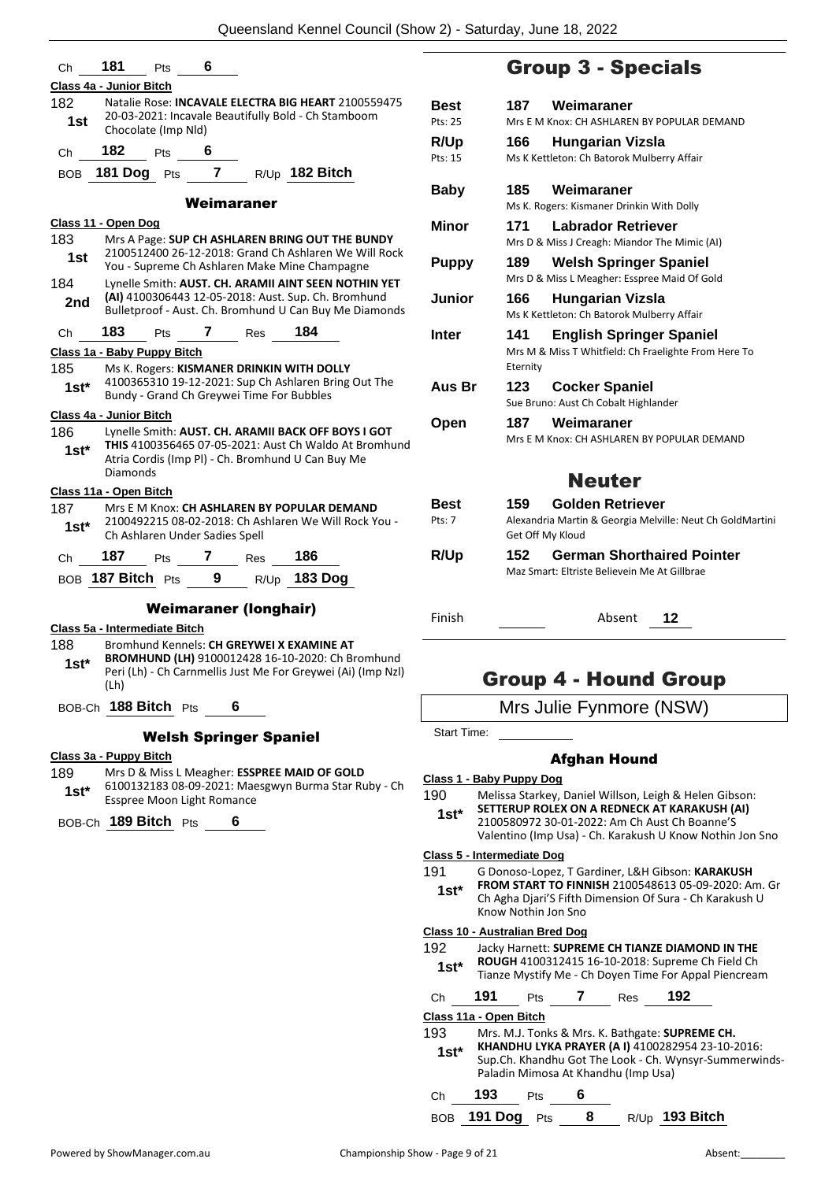Ch **181** Pts **6**

**Class 4a - Junior Bitch**

182 — 1st — Natalie Rose: **INCAVALE ELECTRA BIG HEART** 2100559475 20-03-2021: Incavale Beautifully Bold - Ch Stamboom Chocolate (Imp Nld)

Ch **182** Pts **6**

BOB **181 Dog** Pts **7** R/Up **182 Bitch**

### Weimaraner

**Class 11 - Open Dog**

183 — 1st — Mrs A Page: **SUP CH ASHLAREN BRING OUT THE BUNDY** 2100512400 26-12-2018: Grand Ch Ashlaren We Will Rock You - Supreme Ch Ashlaren Make Mine Champagne

184 — 2nd — Lynelle Smith: **AUST. CH. ARAMII AINT SEEN NOTHIN YET (AI)** 4100306443 12-05-2018: Aust. Sup. Ch. Bromhund Bulletproof - Aust. Ch. Bromhund U Can Buy Me Diamonds

Ch **183** Pts **7** Res **184**

**Class 1a - Baby Puppy Bitch**

185 — 1st* — Ms K. Rogers: **KISMANER DRINKIN WITH DOLLY** 4100365310 19-12-2021: Sup Ch Ashlaren Bring Out The Bundy - Grand Ch Greywei Time For Bubbles

**Class 4a - Junior Bitch**

186 — 1st* — Lynelle Smith: **AUST. CH. ARAMII BACK OFF BOYS I GOT THIS** 4100356465 07-05-2021: Aust Ch Waldo At Bromhund Atria Cordis (Imp Pl) - Ch. Bromhund U Can Buy Me Diamonds

**Class 11a - Open Bitch**

187 — 1st* — Mrs E M Knox: **CH ASHLAREN BY POPULAR DEMAND** 2100492215 08-02-2018: Ch Ashlaren We Will Rock You - Ch Ashlaren Under Sadies Spell

Ch **187** Pts **7** Res **186**

BOB **187 Bitch** Pts **9** R/Up **183 Dog**

### Weimaraner (longhair)

**Class 5a - Intermediate Bitch**

188 — 1st* — Bromhund Kennels: **CH GREYWEI X EXAMINE AT BROMHUND (LH)** 9100012428 16-10-2020: Ch Bromhund Peri (Lh) - Ch Carnmellis Just Me For Greywei (Ai) (Imp Nzl) (Lh)

BOB-Ch **188 Bitch** Pts **6**

### Welsh Springer Spaniel

**Class 3a - Puppy Bitch**

189 — 1st* — Mrs D & Miss L Meagher: **ESSPREE MAID OF GOLD** 6100132183 08-09-2021: Maesgwyn Burma Star Ruby - Ch Esspree Moon Light Romance

BOB-Ch **189 Bitch** Pts **6**

## Group 3 - Specials

| | | |
|---|---|---|
| **Best** Pts: 25 | **187 Weimaraner** | Mrs E M Knox: CH ASHLAREN BY POPULAR DEMAND |
| **R/Up** Pts: 15 | **166 Hungarian Vizsla** | Ms K Kettleton: Ch Batorok Mulberry Affair |
| **Baby** | **185 Weimaraner** | Ms K. Rogers: Kismaner Drinkin With Dolly |
| **Minor** | **171 Labrador Retriever** | Mrs D & Miss J Creagh: Miandor The Mimic (AI) |
| **Puppy** | **189 Welsh Springer Spaniel** | Mrs D & Miss L Meagher: Esspree Maid Of Gold |
| **Junior** | **166 Hungarian Vizsla** | Ms K Kettleton: Ch Batorok Mulberry Affair |
| **Inter** | **141 English Springer Spaniel** | Mrs M & Miss T Whitfield: Ch Fraelighte From Here To Eternity |
| **Aus Br** | **123 Cocker Spaniel** | Sue Bruno: Aust Ch Cobalt Highlander |
| **Open** | **187 Weimaraner** | Mrs E M Knox: CH ASHLAREN BY POPULAR DEMAND |

## Neuter

| | | |
|---|---|---|
| **Best** Pts: 7 | **159 Golden Retriever** | Alexandria Martin & Georgia Melville: Neut Ch GoldMartini Get Off My Kloud |
| **R/Up** | **152 German Shorthaired Pointer** | Maz Smart: Eltriste Believein Me At Gillbrae |

Finish ______ Absent **12**

## Group 4 - Hound Group

Mrs Julie Fynmore (NSW)

Start Time: ______

### Afghan Hound

**Class 1 - Baby Puppy Dog**

190 — 1st* — Melissa Starkey, Daniel Willson, Leigh & Helen Gibson: **SETTERUP ROLEX ON A REDNECK AT KARAKUSH (AI)** 2100580972 30-01-2022: Am Ch Aust Ch Boanne'S Valentino (Imp Usa) - Ch. Karakush U Know Nothin Jon Sno

**Class 5 - Intermediate Dog**

191 — 1st* — G Donoso-Lopez, T Gardiner, L&H Gibson: **KARAKUSH FROM START TO FINNISH** 2100548613 05-09-2020: Am. Gr Ch Agha Djari'S Fifth Dimension Of Sura - Ch Karakush U Know Nothin Jon Sno

**Class 10 - Australian Bred Dog**

192 — 1st* — Jacky Harnett: **SUPREME CH TIANZE DIAMOND IN THE ROUGH** 4100312415 16-10-2018: Supreme Ch Field Ch Tianze Mystify Me - Ch Doyen Time For Appal Piencream

Ch **191** Pts **7** Res **192**

**Class 11a - Open Bitch**

193 — 1st* — Mrs. M.J. Tonks & Mrs. K. Bathgate: **SUPREME CH. KHANDHU LYKA PRAYER (A I)** 4100282954 23-10-2016: Sup.Ch. Khandhu Got The Look - Ch. Wynsyr-Summerwinds-Paladin Mimosa At Khandhu (Imp Usa)

Ch **193** Pts **6**

BOB **191 Dog** Pts **8** R/Up **193 Bitch**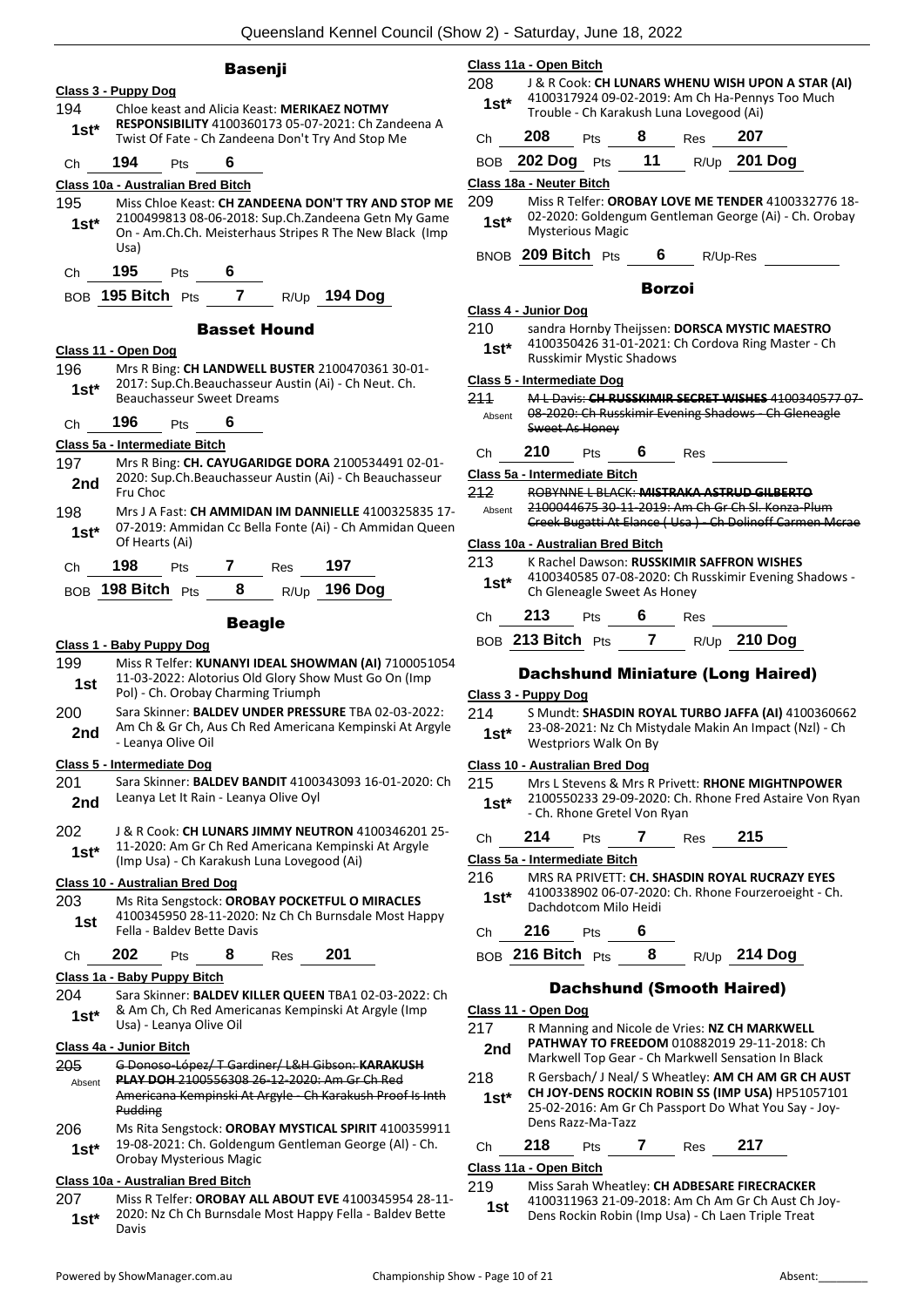## Basenji

**Class 3 - Puppy Dog**

194 **1st*** Chloe keast and Alicia Keast: **MERIKAEZ NOTMY RESPONSIBILITY** 4100360173 05-07-2021: Ch Zandeena A Twist Of Fate - Ch Zandeena Don't Try And Stop Me

Ch **194** Pts **6**

**Class 10a - Australian Bred Bitch**

195 **1st*** Miss Chloe Keast: **CH ZANDEENA DON'T TRY AND STOP ME** 2100499813 08-06-2018: Sup.Ch.Zandeena Getn My Game On - Am.Ch.Ch. Meisterhaus Stripes R The New Black (Imp Usa)

Ch **195** Pts **6**

BOB **195 Bitch** Pts **7** R/Up **194 Dog**

## Basset Hound

**Class 11 - Open Dog**

196 **1st*** Mrs R Bing: **CH LANDWELL BUSTER** 2100470361 30-01-2017: Sup.Ch.Beauchasseur Austin (Ai) - Ch Neut. Ch. Beauchasseur Sweet Dreams

Ch **196** Pts **6**

**Class 5a - Intermediate Bitch**

197 **2nd** Mrs R Bing: **CH. CAYUGARIDGE DORA** 2100534491 02-01-2020: Sup.Ch.Beauchasseur Austin (Ai) - Ch Beauchasseur Fru Choc

198 **1st*** Mrs J A Fast: **CH AMMIDAN IM DANNIELLE** 4100325835 17-07-2019: Ammidan Cc Bella Fonte (Ai) - Ch Ammidan Queen Of Hearts (Ai)

Ch **198** Pts **7** Res **197**

BOB **198 Bitch** Pts **8** R/Up **196 Dog**

## Beagle

**Class 1 - Baby Puppy Dog**

199 **1st** Miss R Telfer: **KUNANYI IDEAL SHOWMAN (AI)** 7100051054 11-03-2022: Alotorius Old Glory Show Must Go On (Imp Pol) - Ch. Orobay Charming Triumph

200 **2nd** Sara Skinner: **BALDEV UNDER PRESSURE** TBA 02-03-2022: Am Ch & Gr Ch, Aus Ch Red Americana Kempinski At Argyle - Leanya Olive Oil

**Class 5 - Intermediate Dog**

201 **2nd** Sara Skinner: **BALDEV BANDIT** 4100343093 16-01-2020: Ch Leanya Let It Rain - Leanya Olive Oyl

202 **1st*** J & R Cook: **CH LUNARS JIMMY NEUTRON** 4100346201 25-11-2020: Am Gr Ch Red Americana Kempinski At Argyle (Imp Usa) - Ch Karakush Luna Lovegood (Ai)

**Class 10 - Australian Bred Dog**

203 **1st** Ms Rita Sengstock: **OROBAY POCKETFUL O MIRACLES** 4100345950 28-11-2020: Nz Ch Ch Burnsdale Most Happy Fella - Baldev Bette Davis

Ch **202** Pts **8** Res **201**

**Class 1a - Baby Puppy Bitch**

204 **1st*** Sara Skinner: **BALDEV KILLER QUEEN** TBA1 02-03-2022: Ch & Am Ch, Ch Red Americanas Kempinski At Argyle (Imp Usa) - Leanya Olive Oil

**Class 4a - Junior Bitch**

205 Absent ~~G Donoso-López/ T Gardiner/ L&H Gibson: **KARAKUSH PLAY DOH** 2100556308 26-12-2020: Am Gr Ch Red Americana Kempinski At Argyle - Ch Karakush Proof Is Inth Pudding~~

206 **1st*** Ms Rita Sengstock: **OROBAY MYSTICAL SPIRIT** 4100359911 19-08-2021: Ch. Goldengum Gentleman George (AI) - Ch. Orobay Mysterious Magic

**Class 10a - Australian Bred Bitch**

207 **1st*** Miss R Telfer: **OROBAY ALL ABOUT EVE** 4100345954 28-11-2020: Nz Ch Ch Burnsdale Most Happy Fella - Baldev Bette Davis

**Class 11a - Open Bitch**

208 **1st*** J & R Cook: **CH LUNARS WHENU WISH UPON A STAR (AI)** 4100317924 09-02-2019: Am Ch Ha-Pennys Too Much Trouble - Ch Karakush Luna Lovegood (Ai)

Ch **208** Pts **8** Res **207**

BOB **202 Dog** Pts **11** R/Up **201 Dog**

**Class 18a - Neuter Bitch**

209 **1st*** Miss R Telfer: **OROBAY LOVE ME TENDER** 4100332776 18-02-2020: Goldengum Gentleman George (Ai) - Ch. Orobay Mysterious Magic

BNOB **209 Bitch** Pts **6** R/Up-Res

## Borzoi

**Class 4 - Junior Dog**

210 **1st*** sandra Hornby Theijssen: **DORSCA MYSTIC MAESTRO** 4100350426 31-01-2021: Ch Cordova Ring Master - Ch Russkimir Mystic Shadows

**Class 5 - Intermediate Dog**

211 Absent ~~M L Davis: **CH RUSSKIMIR SECRET WISHES** 4100340577 07-08-2020: Ch Russkimir Evening Shadows - Ch Gleneagle Sweet As Honey~~

Ch **210** Pts **6** Res

**Class 5a - Intermediate Bitch**

212 Absent ~~ROBYNNE L BLACK: **MISTRAKA ASTRUD GILBERTO** 2100044675 30-11-2019: Am Ch Gr Ch Sl. Konza Plum Creek Bugatti At Elance ( Usa ) - Ch Dolinoff Carmen Mcrae~~

**Class 10a - Australian Bred Bitch**

213 **1st*** K Rachel Dawson: **RUSSKIMIR SAFFRON WISHES** 4100340585 07-08-2020: Ch Russkimir Evening Shadows - Ch Gleneagle Sweet As Honey

Ch **213** Pts **6** Res

BOB **213 Bitch** Pts **7** R/Up **210 Dog**

## Dachshund Miniature (Long Haired)

**Class 3 - Puppy Dog**

214 **1st*** S Mundt: **SHASDIN ROYAL TURBO JAFFA (AI)** 4100360662 23-08-2021: Nz Ch Mistydale Makin An Impact (Nzl) - Ch Westpriors Walk On By

**Class 10 - Australian Bred Dog**

215 **1st*** Mrs L Stevens & Mrs R Privett: **RHONE MIGHTNPOWER** 2100550233 29-09-2020: Ch. Rhone Fred Astaire Von Ryan - Ch. Rhone Gretel Von Ryan

Ch **214** Pts **7** Res **215**

**Class 5a - Intermediate Bitch**

216 **1st*** MRS RA PRIVETT: **CH. SHASDIN ROYAL RUCRAZY EYES** 4100338902 06-07-2020: Ch. Rhone Fourzeroeight - Ch. Dachdotcom Milo Heidi

Ch **216** Pts **6**

BOB **216 Bitch** Pts **8** R/Up **214 Dog**

## Dachshund (Smooth Haired)

**Class 11 - Open Dog**

217 **2nd** R Manning and Nicole de Vries: **NZ CH MARKWELL PATHWAY TO FREEDOM** 010882019 29-11-2018: Ch Markwell Top Gear - Ch Markwell Sensation In Black

218 **1st*** R Gersbach/ J Neal/ S Wheatley: **AM CH AM GR CH AUST CH JOY-DENS ROCKIN ROBIN SS (IMP USA)** HP51057101 25-02-2016: Am Gr Ch Passport Do What You Say - Joy-Dens Razz-Ma-Tazz

Ch **218** Pts **7** Res **217**

**Class 11a - Open Bitch**

219 **1st** Miss Sarah Wheatley: **CH ADBESARE FIRECRACKER** 4100311963 21-09-2018: Am Ch Am Gr Ch Aust Ch Joy-Dens Rockin Robin (Imp Usa) - Ch Laen Triple Treat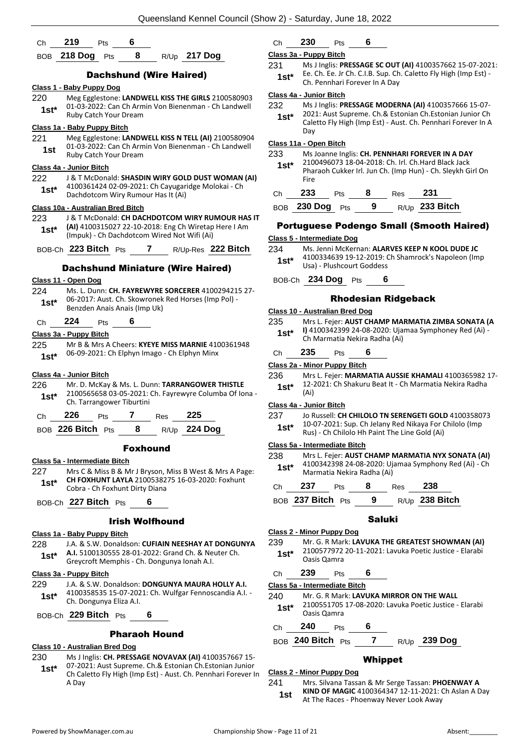Ch **219** Pts **6**

BOB **218 Dog** Pts **8** R/Up **217 Dog**

## Dachshund (Wire Haired)

**Class 1 - Baby Puppy Dog**

220 **1st*** Meg Egglestone: **LANDWELL KISS THE GIRLS** 2100580903 01-03-2022: Can Ch Armin Von Bienenman - Ch Landwell Ruby Catch Your Dream

**Class 1a - Baby Puppy Bitch**

221 **1st** Meg Egglestone: **LANDWELL KISS N TELL (AI)** 2100580904 01-03-2022: Can Ch Armin Von Bienenman - Ch Landwell Ruby Catch Your Dream

**Class 4a - Junior Bitch**

222 **1st*** J & T McDonald: **SHASDIN WIRY GOLD DUST WOMAN (AI)** 4100361424 02-09-2021: Ch Cayugaridge Molokai - Ch Dachdotcom Wiry Rumour Has It (Ai)

**Class 10a - Australian Bred Bitch**

223 **1st*** J & T McDonald: **CH DACHDOTCOM WIRY RUMOUR HAS IT (AI)** 4100315027 22-10-2018: Eng Ch Wiretap Here I Am (Impuk) - Ch Dachdotcom Wired Not Wifi (Ai)

BOB-Ch **223 Bitch** Pts **7** R/Up-Res **222 Bitch**

## Dachshund Miniature (Wire Haired)

**Class 11 - Open Dog**

224 **1st*** Ms. L. Dunn: **CH. FAYREWYRE SORCERER** 4100294215 27-06-2017: Aust. Ch. Skowronek Red Horses (Imp Pol) - Benzden Anais Anais (Imp Uk)

Ch **224** Pts **6**

**Class 3a - Puppy Bitch**

225 **1st*** Mr B & Mrs A Cheers: **KYEYE MISS MARNIE** 4100361948 06-09-2021: Ch Elphyn Imago - Ch Elphyn Minx

**Class 4a - Junior Bitch**

226 **1st*** Mr. D. McKay & Ms. L. Dunn: **TARRANGOWER THISTLE** 2100565658 03-05-2021: Ch. Fayrewyre Columba Of Iona - Ch. Tarrangower Tiburtini

Ch **226** Pts **7** Res **225**

BOB **226 Bitch** Pts **8** R/Up **224 Dog**

## Foxhound

**Class 5a - Intermediate Bitch**

227 **1st*** Mrs C & Miss B & Mr J Bryson, Miss B West & Mrs A Page: **CH FOXHUNT LAYLA** 2100538275 16-03-2020: Foxhunt Cobra - Ch Foxhunt Dirty Diana

BOB-Ch **227 Bitch** Pts **6**

## Irish Wolfhound

**Class 1a - Baby Puppy Bitch**

228 **1st*** J.A. & S.W. Donaldson: **CUFIAIN NEESHAY AT DONGUNYA A.I.** 5100130555 28-01-2022: Grand Ch. & Neuter Ch. Greycroft Memphis - Ch. Dongunya Ionah A.I.

**Class 3a - Puppy Bitch**

229 **1st*** J.A. & S.W. Donaldson: **DONGUNYA MAURA HOLLY A.I.** 4100358535 15-07-2021: Ch. Wulfgar Fennoscandia A.I. - Ch. Dongunya Eliza A.I.

BOB-Ch **229 Bitch** Pts **6**

## Pharaoh Hound

**Class 10 - Australian Bred Dog**

230 **1st*** Ms J Inglis: **CH. PRESSAGE NOVAVAX (AI)** 4100357667 15-07-2021: Aust Supreme. Ch.& Estonian Ch.Estonian Junior Ch Caletto Fly High (Imp Est) - Aust. Ch. Pennhari Forever In A Day

Ch **230** Pts **6**

**Class 3a - Puppy Bitch**

231 **1st*** Ms J Inglis: **PRESSAGE SC OUT (AI)** 4100357662 15-07-2021: Ee. Ch. Ee. Jr Ch. C.I.B. Sup. Ch. Caletto Fly High (Imp Est) - Ch. Pennhari Forever In A Day

**Class 4a - Junior Bitch**

232 **1st*** Ms J Inglis: **PRESSAGE MODERNA (AI)** 4100357666 15-07-2021: Aust Supreme. Ch.& Estonian Ch.Estonian Junior Ch Caletto Fly High (Imp Est) - Aust. Ch. Pennhari Forever In A Day

**Class 11a - Open Bitch**

233 **1st*** Ms Joanne Inglis: **CH. PENNHARI FOREVER IN A DAY** 2100496073 18-04-2018: Ch. Irl. Ch.Hard Black Jack Pharaoh Cukker Irl. Jun Ch. (Imp Hun) - Ch. Sleykh Girl On Fire

Ch **233** Pts **8** Res **231**

BOB **230 Dog** Pts **9** R/Up **233 Bitch**

## Portuguese Podengo Small (Smooth Haired)

**Class 5 - Intermediate Dog**

234 **1st*** Ms. Jenni McKernan: **ALARVES KEEP N KOOL DUDE JC** 4100334639 19-12-2019: Ch Shamrock's Napoleon (Imp Usa) - Plushcourt Goddess

BOB-Ch **234 Dog** Pts **6**

## Rhodesian Ridgeback

**Class 10 - Australian Bred Dog**

235 **1st*** Mrs L. Fejer: **AUST CHAMP MARMATIA ZIMBA SONATA (A I)** 4100342399 24-08-2020: Ujamaa Symphoney Red (Ai) - Ch Marmatia Nekira Radha (Ai)

Ch **235** Pts **6**

**Class 2a - Minor Puppy Bitch**

236 **1st*** Mrs L. Fejer: **MARMATIA AUSSIE KHAMALI** 4100365982 17-12-2021: Ch Shakuru Beat It - Ch Marmatia Nekira Radha (Ai)

**Class 4a - Junior Bitch**

237 **1st*** Jo Russell: **CH CHILOLO TN SERENGETI GOLD** 4100358073 10-07-2021: Sup. Ch Jelany Red Nikaya For Chilolo (Imp Rus) - Ch Chilolo Hh Paint The Line Gold (Ai)

**Class 5a - Intermediate Bitch**

238 **1st*** Mrs L. Fejer: **AUST CHAMP MARMATIA NYX SONATA (AI)** 4100342398 24-08-2020: Ujamaa Symphony Red (Ai) - Ch Marmatia Nekira Radha (Ai)

Ch **237** Pts **8** Res **238**

BOB **237 Bitch** Pts **9** R/Up **238 Bitch**

## Saluki

**Class 2 - Minor Puppy Dog**

239 **1st*** Mr. G. R Mark: **LAVUKA THE GREATEST SHOWMAN (AI)** 2100577972 20-11-2021: Lavuka Poetic Justice - Elarabi Oasis Qamra

Ch **239** Pts **6**

**Class 5a - Intermediate Bitch**

240 **1st*** Mr. G. R Mark: **LAVUKA MIRROR ON THE WALL** 2100551705 17-08-2020: Lavuka Poetic Justice - Elarabi Oasis Qamra

Ch **240** Pts **6**

BOB **240 Bitch** Pts **7** R/Up **239 Dog**

## Whippet

**Class 2 - Minor Puppy Dog**

241 **1st** Mrs. Silvana Tassan & Mr Serge Tassan: **PHOENWAY A KIND OF MAGIC** 4100364347 12-11-2021: Ch Aslan A Day At The Races - Phoenway Never Look Away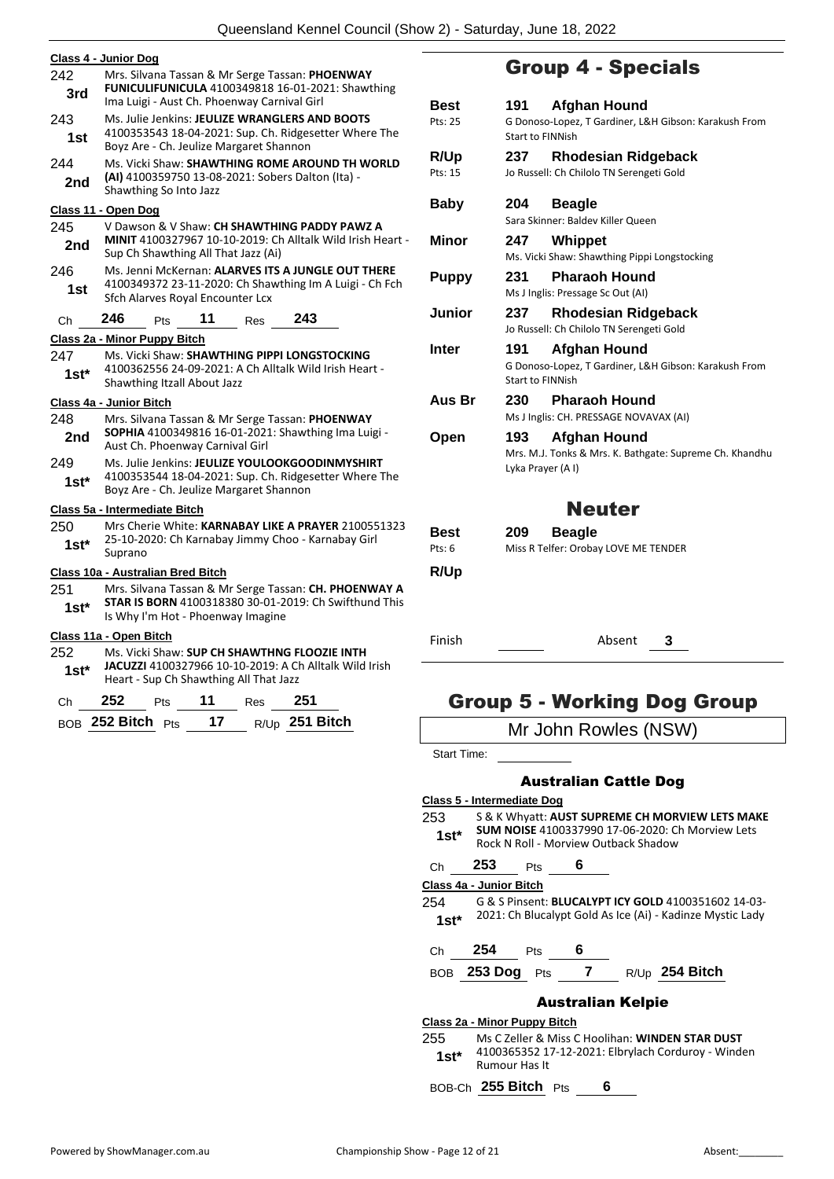**Class 4 - Junior Dog**

242 — 3rd — Mrs. Silvana Tassan & Mr Serge Tassan: **PHOENWAY FUNICULIFUNICULA** 4100349818 16-01-2021: Shawthing Ima Luigi - Aust Ch. Phoenway Carnival Girl

243 — 1st — Ms. Julie Jenkins: **JEULIZE WRANGLERS AND BOOTS** 4100353543 18-04-2021: Sup. Ch. Ridgesetter Where The Boyz Are - Ch. Jeulize Margaret Shannon

244 — 2nd — Ms. Vicki Shaw: **SHAWTHING ROME AROUND TH WORLD (AI)** 4100359750 13-08-2021: Sobers Dalton (Ita) - Shawthing So Into Jazz

**Class 11 - Open Dog**

245 — 2nd — V Dawson & V Shaw: **CH SHAWTHING PADDY PAWZ A MINIT** 4100327967 10-10-2019: Ch Alltalk Wild Irish Heart - Sup Ch Shawthing All That Jazz (Ai)

246 — 1st — Ms. Jenni McKernan: **ALARVES ITS A JUNGLE OUT THERE** 4100349372 23-11-2020: Ch Shawthing Im A Luigi - Ch Fch Sfch Alarves Royal Encounter Lcx

Ch 246 Pts 11 Res 243

**Class 2a - Minor Puppy Bitch**

247 — 1st* — Ms. Vicki Shaw: **SHAWTHING PIPPI LONGSTOCKING** 4100362556 24-09-2021: A Ch Alltalk Wild Irish Heart - Shawthing Itzall About Jazz

**Class 4a - Junior Bitch**

248 — 2nd — Mrs. Silvana Tassan & Mr Serge Tassan: **PHOENWAY SOPHIA** 4100349816 16-01-2021: Shawthing Ima Luigi - Aust Ch. Phoenway Carnival Girl

249 — 1st* — Ms. Julie Jenkins: **JEULIZE YOULOOKGOODINMYSHIRT** 4100353544 18-04-2021: Sup. Ch. Ridgesetter Where The Boyz Are - Ch. Jeulize Margaret Shannon

**Class 5a - Intermediate Bitch**

250 — 1st* — Mrs Cherie White: **KARNABAY LIKE A PRAYER** 2100551323 25-10-2020: Ch Karnabay Jimmy Choo - Karnabay Girl Suprano

**Class 10a - Australian Bred Bitch**

251 — 1st* — Mrs. Silvana Tassan & Mr Serge Tassan: **CH. PHOENWAY A STAR IS BORN** 4100318380 30-01-2019: Ch Swifthund This Is Why I'm Hot - Phoenway Imagine

**Class 11a - Open Bitch**

252 — 1st* — Ms. Vicki Shaw: **SUP CH SHAWTHNG FLOOZIE INTH JACUZZI** 4100327966 10-10-2019: A Ch Alltalk Wild Irish Heart - Sup Ch Shawthing All That Jazz

Ch 252 Pts 11 Res 251

BOB 252 Bitch Pts 17 R/Up 251 Bitch

# Group 4 - Specials

| | | | |
|---|---|---|---|
| **Best** (Pts: 25) | 191 | **Afghan Hound** | G Donoso-Lopez, T Gardiner, L&H Gibson: Karakush From Start to FINNish |
| **R/Up** (Pts: 15) | 237 | **Rhodesian Ridgeback** | Jo Russell: Ch Chilolo TN Serengeti Gold |
| **Baby** | 204 | **Beagle** | Sara Skinner: Baldev Killer Queen |
| **Minor** | 247 | **Whippet** | Ms. Vicki Shaw: Shawthing Pippi Longstocking |
| **Puppy** | 231 | **Pharaoh Hound** | Ms J Inglis: Pressage Sc Out (AI) |
| **Junior** | 237 | **Rhodesian Ridgeback** | Jo Russell: Ch Chilolo TN Serengeti Gold |
| **Inter** | 191 | **Afghan Hound** | G Donoso-Lopez, T Gardiner, L&H Gibson: Karakush From Start to FINNish |
| **Aus Br** | 230 | **Pharaoh Hound** | Ms J Inglis: CH. PRESSAGE NOVAVAX (AI) |
| **Open** | 193 | **Afghan Hound** | Mrs. M.J. Tonks & Mrs. K. Bathgate: Supreme Ch. Khandhu Lyka Prayer (A I) |

## Neuter

| | | | |
|---|---|---|---|
| **Best** (Pts: 6) | 209 | **Beagle** | Miss R Telfer: Orobay LOVE ME TENDER |
| **R/Up** | | | |

Finish ______ Absent 3

# Group 5 - Working Dog Group

Mr John Rowles (NSW)

Start Time:

### Australian Cattle Dog

**Class 5 - Intermediate Dog**

253 — 1st* — S & K Whyatt: **AUST SUPREME CH MORVIEW LETS MAKE SUM NOISE** 4100337990 17-06-2020: Ch Morview Lets Rock N Roll - Morview Outback Shadow

Ch 253 Pts 6

**Class 4a - Junior Bitch**

254 — 1st* — G & S Pinsent: **BLUCALYPT ICY GOLD** 4100351602 14-03-2021: Ch Blucalypt Gold As Ice (Ai) - Kadinze Mystic Lady

Ch 254 Pts 6

BOB 253 Dog Pts 7 R/Up 254 Bitch

### Australian Kelpie

**Class 2a - Minor Puppy Bitch**

255 — 1st* — Ms C Zeller & Miss C Hoolihan: **WINDEN STAR DUST** 4100365352 17-12-2021: Elbrylach Corduroy - Winden Rumour Has It

BOB-Ch 255 Bitch Pts 6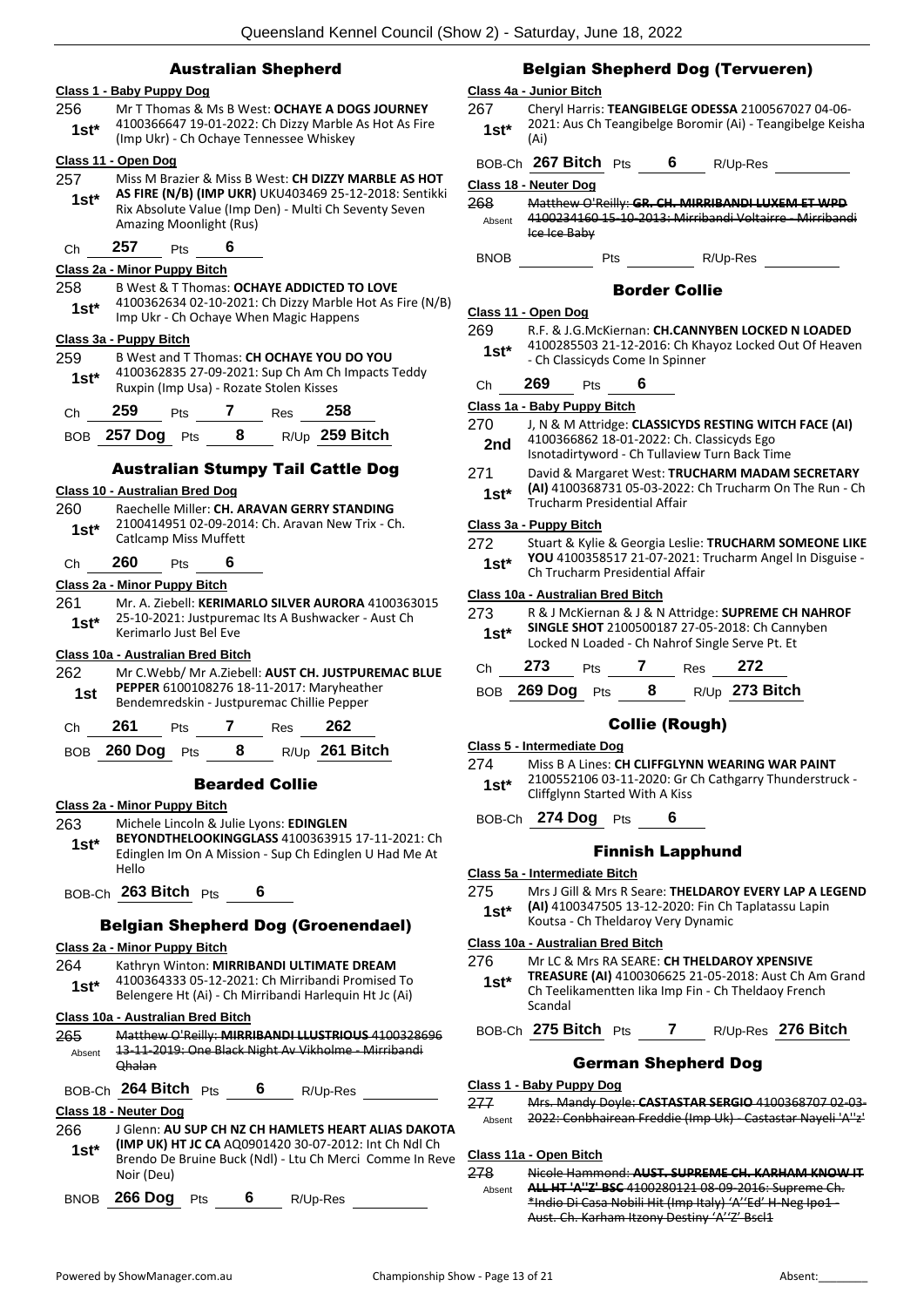## Australian Shepherd

**Class 1 - Baby Puppy Dog**

256 1st* Mr T Thomas & Ms B West: **OCHAYE A DOGS JOURNEY** 4100366647 19-01-2022: Ch Dizzy Marble As Hot As Fire (Imp Ukr) - Ch Ochaye Tennessee Whiskey

**Class 11 - Open Dog**

257 1st* Miss M Brazier & Miss B West: **CH DIZZY MARBLE AS HOT AS FIRE (N/B) (IMP UKR)** UKU403469 25-12-2018: Sentikki Rix Absolute Value (Imp Den) - Multi Ch Seventy Seven Amazing Moonlight (Rus)

Ch 257 Pts 6

**Class 2a - Minor Puppy Bitch**

258 1st* B West & T Thomas: **OCHAYE ADDICTED TO LOVE** 4100362634 02-10-2021: Ch Dizzy Marble Hot As Fire (N/B) Imp Ukr - Ch Ochaye When Magic Happens

**Class 3a - Puppy Bitch**

259 1st* B West and T Thomas: **CH OCHAYE YOU DO YOU** 4100362835 27-09-2021: Sup Ch Am Ch Impacts Teddy Ruxpin (Imp Usa) - Rozate Stolen Kisses

Ch 259 Pts 7 Res 258

BOB 257 Dog Pts 8 R/Up 259 Bitch

## Australian Stumpy Tail Cattle Dog

**Class 10 - Australian Bred Dog**

260 1st* Raechelle Miller: **CH. ARAVAN GERRY STANDING** 2100414951 02-09-2014: Ch. Aravan New Trix - Ch. Catlcamp Miss Muffett

Ch 260 Pts 6

**Class 2a - Minor Puppy Bitch**

261 1st* Mr. A. Ziebell: **KERIMARLO SILVER AURORA** 4100363015 25-10-2021: Justpuremac Its A Bushwacker - Aust Ch Kerimarlo Just Bel Eve

**Class 10a - Australian Bred Bitch**

262 1st Mr C.Webb/ Mr A.Ziebell: **AUST CH. JUSTPUREMAC BLUE PEPPER** 6100108276 18-11-2017: Maryheather Bendemredskin - Justpuremac Chillie Pepper

Ch 261 Pts 7 Res 262

BOB 260 Dog Pts 8 R/Up 261 Bitch

## Bearded Collie

**Class 2a - Minor Puppy Bitch**

263 1st* Michele Lincoln & Julie Lyons: **EDINGLEN BEYONDTHELOOKINGGLASS** 4100363915 17-11-2021: Ch Edinglen Im On A Mission - Sup Ch Edinglen U Had Me At Hello

BOB-Ch 263 Bitch Pts 6

## Belgian Shepherd Dog (Groenendael)

**Class 2a - Minor Puppy Bitch**

264 1st* Kathryn Winton: **MIRRIBANDI ULTIMATE DREAM** 4100364333 05-12-2021: Ch Mirribandi Promised To Belengere Ht (Ai) - Ch Mirribandi Harlequin Ht Jc (Ai)

**Class 10a - Australian Bred Bitch**

265 Absent ~~Matthew O'Reilly: **MIRRIBANDI LLUSTRIOUS** 4100328696 13-11-2019: One Black Night Av Vikholme - Mirribandi Qhalan~~

BOB-Ch 264 Bitch Pts 6 R/Up-Res

**Class 18 - Neuter Dog**

266 1st* J Glenn: **AU SUP CH NZ CH HAMLETS HEART ALIAS DAKOTA (IMP UK) HT JC CA** AQ0901420 30-07-2012: Int Ch Ndl Ch Brendo De Bruine Buck (Ndl) - Ltu Ch Merci Comme In Reve Noir (Deu)

BNOB 266 Dog Pts 6 R/Up-Res

## Belgian Shepherd Dog (Tervueren)

**Class 4a - Junior Bitch**

267 1st* Cheryl Harris: **TEANGIBELGE ODESSA** 2100567027 04-06-2021: Aus Ch Teangibelge Boromir (Ai) - Teangibelge Keisha (Ai)

BOB-Ch 267 Bitch Pts 6 R/Up-Res

**Class 18 - Neuter Dog**

268 Absent ~~Matthew O'Reilly: **GR. CH. MIRRIBANDI LUXEM ET WPD** 4100234160 15-10-2013: Mirribandi Voltairre - Mirribandi Ice Ice Baby~~

BNOB Pts R/Up-Res

## Border Collie

**Class 11 - Open Dog**

269 1st* R.F. & J.G.McKiernan: **CH.CANNYBEN LOCKED N LOADED** 4100285503 21-12-2016: Ch Khayoz Locked Out Of Heaven - Ch Classicyds Come In Spinner

Ch 269 Pts 6

**Class 1a - Baby Puppy Bitch**

270 2nd J, N & M Attridge: **CLASSICYDS RESTING WITCH FACE (AI)** 4100366862 18-01-2022: Ch. Classicyds Ego Isnotadirtyword - Ch Tullaview Turn Back Time

271 1st* David & Margaret West: **TRUCHARM MADAM SECRETARY (AI)** 4100368731 05-03-2022: Ch Trucharm On The Run - Ch Trucharm Presidential Affair

**Class 3a - Puppy Bitch**

272 1st* Stuart & Kylie & Georgia Leslie: **TRUCHARM SOMEONE LIKE YOU** 4100358517 21-07-2021: Trucharm Angel In Disguise - Ch Trucharm Presidential Affair

**Class 10a - Australian Bred Bitch**

273 1st* R & J McKiernan & J & N Attridge: **SUPREME CH NAHROF SINGLE SHOT** 2100500187 27-05-2018: Ch Cannyben Locked N Loaded - Ch Nahrof Single Serve Pt. Et

Ch 273 Pts 7 Res 272

BOB 269 Dog Pts 8 R/Up 273 Bitch

## Collie (Rough)

**Class 5 - Intermediate Dog**

274 1st* Miss B A Lines: **CH CLIFFGLYNN WEARING WAR PAINT** 2100552106 03-11-2020: Gr Ch Cathgarry Thunderstruck - Cliffglynn Started With A Kiss

BOB-Ch 274 Dog Pts 6

## Finnish Lapphund

**Class 5a - Intermediate Bitch**

275 1st* Mrs J Gill & Mrs R Seare: **THELDAROY EVERY LAP A LEGEND (AI)** 4100347505 13-12-2020: Fin Ch Taplatassu Lapin Koutsa - Ch Theldaroy Very Dynamic

**Class 10a - Australian Bred Bitch**

276 1st* Mr LC & Mrs RA SEARE: **CH THELDAROY XPENSIVE TREASURE (AI)** 4100306625 21-05-2018: Aust Ch Am Grand Ch Teelikamentten Iika Imp Fin - Ch Theldaoy French Scandal

BOB-Ch 275 Bitch Pts 7 R/Up-Res 276 Bitch

## German Shepherd Dog

**Class 1 - Baby Puppy Dog**

277 Absent ~~Mrs. Mandy Doyle: **CASTASTAR SERGIO** 4100368707 02-03-2022: Conbhairean Freddie (Imp Uk) - Castastar Nayeli 'A''z'~~

**Class 11a - Open Bitch**

278 Absent ~~Nicole Hammond: **AUST. SUPREME CH. KARHAM KNOW IT ALL HT 'A''Z' BSC** 4100280121 08-09-2016: Supreme Ch. *Indio Di Casa Nobili Hit (Imp Italy) 'A''Ed' H-Neg Ipo1 - Aust. Ch. Karham Itzony Destiny 'A''Z' Bscl1~~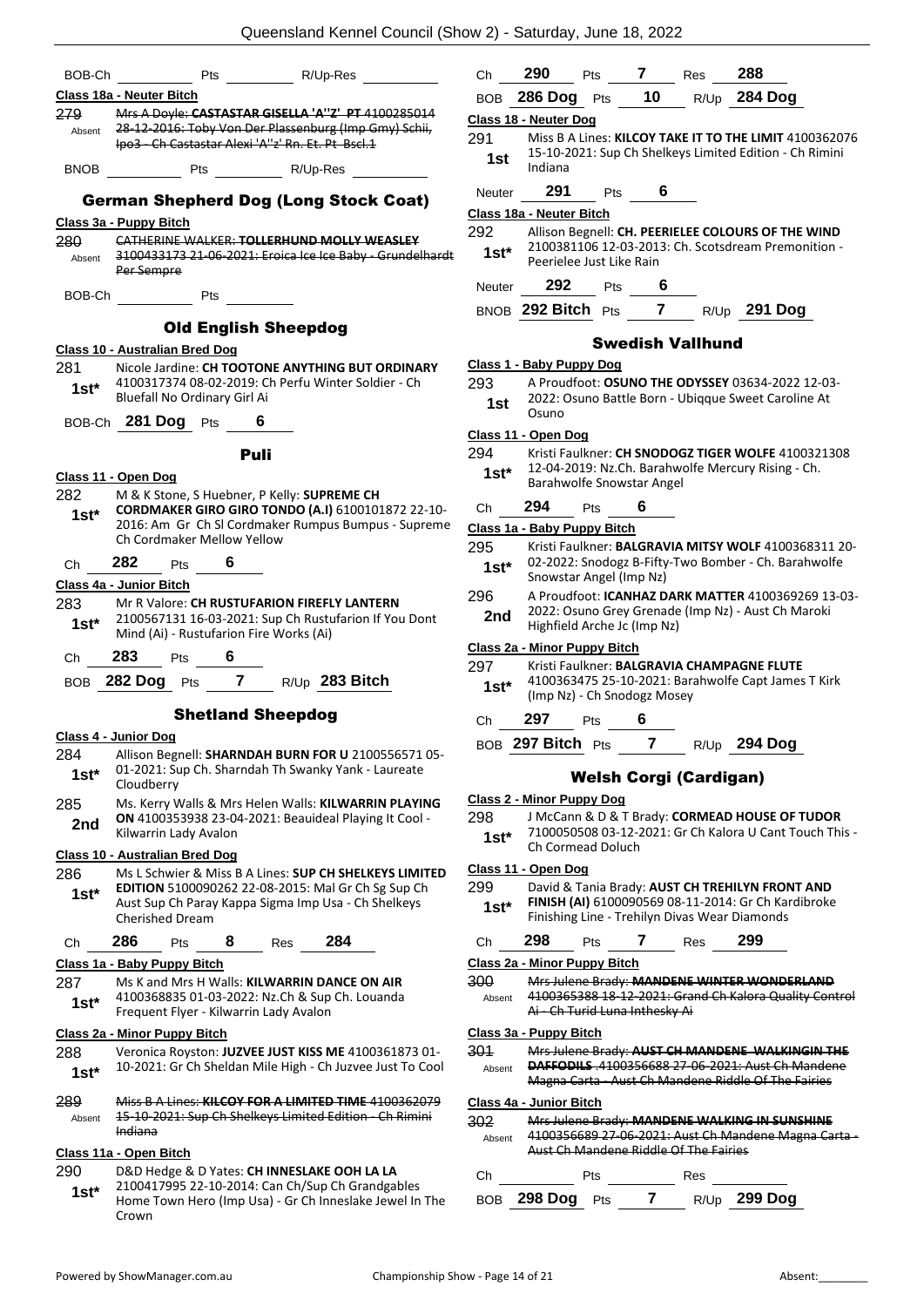BOB-Ch \_\_\_\_\_\_\_\_ Pts \_\_\_\_\_\_\_\_ R/Up-Res \_\_\_\_\_\_\_\_

**Class 18a - Neuter Bitch**

279 Absent ~~Mrs A Doyle: **CASTASTAR GISELLA 'A''Z' PT** 4100285014 28-12-2016: Toby Von Der Plassenburg (Imp Gmy) Schii, Ipo3 - Ch Castastar Alexi 'A''z' Rn. Et. Pt Bscl.1~~

BNOB \_\_\_\_\_\_\_\_ Pts \_\_\_\_\_\_\_\_ R/Up-Res \_\_\_\_\_\_\_\_

## German Shepherd Dog (Long Stock Coat)

**Class 3a - Puppy Bitch**

280 Absent ~~CATHERINE WALKER: **TOLLERHUND MOLLY WEASLEY** 3100433173 21-06-2021: Eroica Ice Ice Baby - Grundelhardt Per Sempre~~

BOB-Ch \_\_\_\_\_\_\_\_ Pts \_\_\_\_\_\_\_\_

## Old English Sheepdog

**Class 10 - Australian Bred Dog**

281 1st* Nicole Jardine: **CH TOOTONE ANYTHING BUT ORDINARY** 4100317374 08-02-2019: Ch Perfu Winter Soldier - Ch Bluefall No Ordinary Girl Ai

BOB-Ch **281 Dog** Pts **6**

## Puli

**Class 11 - Open Dog**

282 1st* M & K Stone, S Huebner, P Kelly: **SUPREME CH CORDMAKER GIRO GIRO TONDO (A.I)** 6100101872 22-10-2016: Am Gr Ch Sl Cordmaker Rumpus Bumpus - Supreme Ch Cordmaker Mellow Yellow

Ch **282** Pts **6**

**Class 4a - Junior Bitch**

283 1st* Mr R Valore: **CH RUSTUFARION FIREFLY LANTERN** 2100567131 16-03-2021: Sup Ch Rustufarion If You Dont Mind (Ai) - Rustufarion Fire Works (Ai)

Ch **283** Pts **6**

BOB **282 Dog** Pts **7** R/Up **283 Bitch**

## Shetland Sheepdog

**Class 4 - Junior Dog**

284 1st* Allison Begnell: **SHARNDAH BURN FOR U** 2100556571 05-01-2021: Sup Ch. Sharndah Th Swanky Yank - Laureate Cloudberry

285 2nd Ms. Kerry Walls & Mrs Helen Walls: **KILWARRIN PLAYING ON** 4100353938 23-04-2021: Beauideal Playing It Cool - Kilwarrin Lady Avalon

**Class 10 - Australian Bred Dog**

286 1st* Ms L Schwier & Miss B A Lines: **SUP CH SHELKEYS LIMITED EDITION** 5100090262 22-08-2015: Mal Gr Ch Sg Sup Ch Aust Sup Ch Paray Kappa Sigma Imp Usa - Ch Shelkeys Cherished Dream

Ch **286** Pts **8** Res **284**

**Class 1a - Baby Puppy Bitch**

287 1st* Ms K and Mrs H Walls: **KILWARRIN DANCE ON AIR** 4100368835 01-03-2022: Nz.Ch & Sup Ch. Louanda Frequent Flyer - Kilwarrin Lady Avalon

**Class 2a - Minor Puppy Bitch**

288 1st* Veronica Royston: **JUZVEE JUST KISS ME** 4100361873 01-10-2021: Gr Ch Sheldan Mile High - Ch Juzvee Just To Cool

289 Absent ~~Miss B A Lines: **KILCOY FOR A LIMITED TIME** 4100362079 15-10-2021: Sup Ch Shelkeys Limited Edition - Ch Rimini Indiana~~

**Class 11a - Open Bitch**

290 1st* D&D Hedge & D Yates: **CH INNESLAKE OOH LA LA** 2100417995 22-10-2014: Can Ch/Sup Ch Grandgables Home Town Hero (Imp Usa) - Gr Ch Inneslake Jewel In The Crown

Ch **290** Pts **7** Res **288**

BOB **286 Dog** Pts **10** R/Up **284 Dog**

**Class 18 - Neuter Dog**

291 1st Miss B A Lines: **KILCOY TAKE IT TO THE LIMIT** 4100362076 15-10-2021: Sup Ch Shelkeys Limited Edition - Ch Rimini Indiana

Neuter **291** Pts **6**

**Class 18a - Neuter Bitch**

292 1st* Allison Begnell: **CH. PEERIELEE COLOURS OF THE WIND** 2100381106 12-03-2013: Ch. Scotsdream Premonition - Peerielee Just Like Rain

Neuter **292** Pts **6**

BNOB **292 Bitch** Pts **7** R/Up **291 Dog**

## Swedish Vallhund

**Class 1 - Baby Puppy Dog**

293 1st A Proudfoot: **OSUNO THE ODYSSEY** 03634-2022 12-03-2022: Osuno Battle Born - Ubiqque Sweet Caroline At Osuno

**Class 11 - Open Dog**

294 1st* Kristi Faulkner: **CH SNODOGZ TIGER WOLFE** 4100321308 12-04-2019: Nz.Ch. Barahwolfe Mercury Rising - Ch. Barahwolfe Snowstar Angel

Ch **294** Pts **6**

**Class 1a - Baby Puppy Bitch**

295 1st* Kristi Faulkner: **BALGRAVIA MITSY WOLF** 4100368311 20-02-2022: Snodogz B-Fifty-Two Bomber - Ch. Barahwolfe Snowstar Angel (Imp Nz)

296 2nd A Proudfoot: **ICANHAZ DARK MATTER** 4100369269 13-03-2022: Osuno Grey Grenade (Imp Nz) - Aust Ch Maroki Highfield Arche Jc (Imp Nz)

**Class 2a - Minor Puppy Bitch**

297 1st* Kristi Faulkner: **BALGRAVIA CHAMPAGNE FLUTE** 4100363475 25-10-2021: Barahwolfe Capt James T Kirk (Imp Nz) - Ch Snodogz Mosey

Ch **297** Pts **6**

BOB **297 Bitch** Pts **7** R/Up **294 Dog**

## Welsh Corgi (Cardigan)

**Class 2 - Minor Puppy Dog**

298 1st* J McCann & D & T Brady: **CORMEAD HOUSE OF TUDOR** 7100050508 03-12-2021: Gr Ch Kalora U Cant Touch This - Ch Cormead Doluch

**Class 11 - Open Dog**

299 1st* David & Tania Brady: **AUST CH TREHILYN FRONT AND FINISH (AI)** 6100090569 08-11-2014: Gr Ch Kardibroke Finishing Line - Trehilyn Divas Wear Diamonds

Ch **298** Pts **7** Res **299**

**Class 2a - Minor Puppy Bitch**

300 Absent ~~Mrs Julene Brady: **MANDENE WINTER WONDERLAND** 4100365388 18-12-2021: Grand Ch Kalora Quality Control Ai - Ch Turid Luna Inthesky Ai~~

**Class 3a - Puppy Bitch**

301 Absent ~~Mrs Julene Brady: **AUST CH MANDENE WALKINGIN THE DAFFODILS** 4100356688 27-06-2021: Aust Ch Mandene Magna Carta - Aust Ch Mandene Riddle Of The Fairies~~

**Class 4a - Junior Bitch**

302 Absent ~~Mrs Julene Brady: **MANDENE WALKING IN SUNSHINE** 4100356689 27-06-2021: Aust Ch Mandene Magna Carta - Aust Ch Mandene Riddle Of The Fairies~~

Ch \_\_\_\_\_\_\_\_ Pts \_\_\_\_\_\_\_\_ Res \_\_\_\_\_\_\_\_

BOB **298 Dog** Pts **7** R/Up **299 Dog**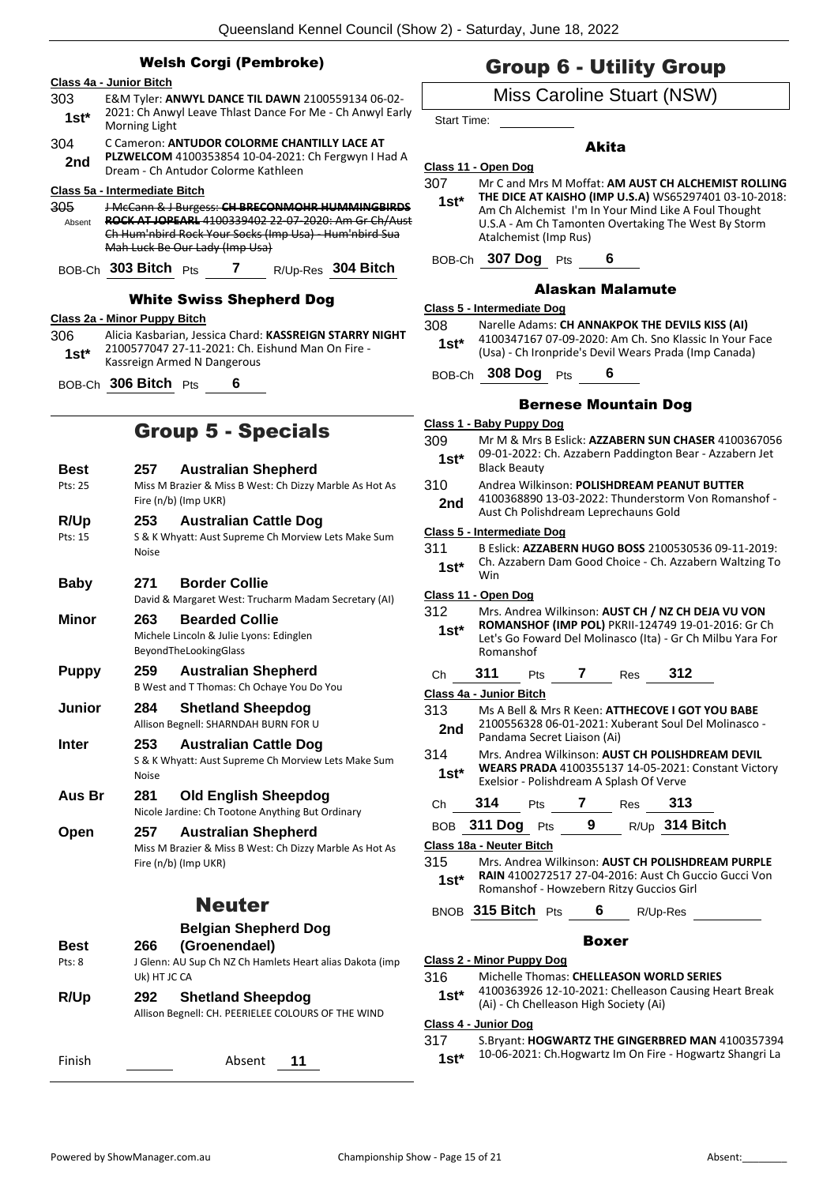### Welsh Corgi (Pembroke)

**Class 4a - Junior Bitch**

303 **1st*** E&M Tyler: **ANWYL DANCE TIL DAWN** 2100559134 06-02-2021: Ch Anwyl Leave Thlast Dance For Me - Ch Anwyl Early Morning Light

304 **2nd** C Cameron: **ANTUDOR COLORME CHANTILLY LACE AT PLZWELCOM** 4100353854 10-04-2021: Ch Fergwyn I Had A Dream - Ch Antudor Colorme Kathleen

**Class 5a - Intermediate Bitch**

305 Absent ~~J McCann & J Burgess: **CH BRECONMOHR HUMMINGBIRDS ROCK AT JOPEARL** 4100339402 22-07-2020: Am Gr Ch/Aust Ch Hum'nbird Rock Your Socks (Imp Usa) - Hum'nbird Sua Mah Luck Be Our Lady (Imp Usa)~~

BOB-Ch **303 Bitch** Pts **7** R/Up-Res **304 Bitch**

### White Swiss Shepherd Dog

**Class 2a - Minor Puppy Bitch**

306 **1st*** Alicia Kasbarian, Jessica Chard: **KASSREIGN STARRY NIGHT** 2100577047 27-11-2021: Ch. Eishund Man On Fire - Kassreign Armed N Dangerous

BOB-Ch **306 Bitch** Pts **6**

## Group 5 - Specials

| | | |
|---|---|---|
| **Best** (Pts: 25) | **257** | **Australian Shepherd** — Miss M Brazier & Miss B West: Ch Dizzy Marble As Hot As Fire (n/b) (Imp UKR) |
| **R/Up** (Pts: 15) | **253** | **Australian Cattle Dog** — S & K Whyatt: Aust Supreme Ch Morview Lets Make Sum Noise |
| **Baby** | **271** | **Border Collie** — David & Margaret West: Trucharm Madam Secretary (AI) |
| **Minor** | **263** | **Bearded Collie** — Michele Lincoln & Julie Lyons: Edinglen BeyondTheLookingGlass |
| **Puppy** | **259** | **Australian Shepherd** — B West and T Thomas: Ch Ochaye You Do You |
| **Junior** | **284** | **Shetland Sheepdog** — Allison Begnell: SHARNDAH BURN FOR U |
| **Inter** | **253** | **Australian Cattle Dog** — S & K Whyatt: Aust Supreme Ch Morview Lets Make Sum Noise |
| **Aus Br** | **281** | **Old English Sheepdog** — Nicole Jardine: Ch Tootone Anything But Ordinary |
| **Open** | **257** | **Australian Shepherd** — Miss M Brazier & Miss B West: Ch Dizzy Marble As Hot As Fire (n/b) (Imp UKR) |

## Neuter

| | | |
|---|---|---|
| **Best** (Pts: 8) | **266** | **Belgian Shepherd Dog (Groenendael)** — J Glenn: AU Sup Ch NZ Ch Hamlets Heart alias Dakota (imp Uk) HT JC CA |
| **R/Up** | **292** | **Shetland Sheepdog** — Allison Begnell: CH. PEERIELEE COLOURS OF THE WIND |

Finish ______ Absent **11**

## Group 6 - Utility Group

**Miss Caroline Stuart (NSW)**

Start Time: ______

### Akita

**Class 11 - Open Dog**

307 **1st*** Mr C and Mrs M Moffat: **AM AUST CH ALCHEMIST ROLLING THE DICE AT KAISHO (IMP U.S.A)** WS65297401 03-10-2018: Am Ch Alchemist I'm In Your Mind Like A Foul Thought U.S.A - Am Ch Tamonten Overtaking The West By Storm Atalchemist (Imp Rus)

BOB-Ch **307 Dog** Pts **6**

### Alaskan Malamute

**Class 5 - Intermediate Dog**

308 **1st*** Narelle Adams: **CH ANNAKPOK THE DEVILS KISS (AI)** 4100347167 07-09-2020: Am Ch. Sno Klassic In Your Face (Usa) - Ch Ironpride's Devil Wears Prada (Imp Canada)

BOB-Ch **308 Dog** Pts **6**

### Bernese Mountain Dog

**Class 1 - Baby Puppy Dog**

309 **1st*** Mr M & Mrs B Eslick: **AZZABERN SUN CHASER** 4100367056 09-01-2022: Ch. Azzabern Paddington Bear - Azzabern Jet Black Beauty

310 **2nd** Andrea Wilkinson: **POLISHDREAM PEANUT BUTTER** 4100368890 13-03-2022: Thunderstorm Von Romanshof - Aust Ch Polishdream Leprechauns Gold

**Class 5 - Intermediate Dog**

311 **1st*** B Eslick: **AZZABERN HUGO BOSS** 2100530536 09-11-2019: Ch. Azzabern Dam Good Choice - Ch. Azzabern Waltzing To Win

**Class 11 - Open Dog**

312 **1st*** Mrs. Andrea Wilkinson: **AUST CH / NZ CH DEJA VU VON ROMANSHOF (IMP POL)** PKRII-124749 19-01-2016: Gr Ch Let's Go Foward Del Molinasco (Ita) - Gr Ch Milbu Yara For Romanshof

Ch **311** Pts **7** Res **312**

**Class 4a - Junior Bitch**

313 **2nd** Ms A Bell & Mrs R Keen: **ATTHECOVE I GOT YOU BABE** 2100556328 06-01-2021: Xuberant Soul Del Molinasco - Pandama Secret Liaison (Ai)

314 **1st*** Mrs. Andrea Wilkinson: **AUST CH POLISHDREAM DEVIL WEARS PRADA** 4100355137 14-05-2021: Constant Victory Exelsior - Polishdream A Splash Of Verve

Ch **314** Pts **7** Res **313**

BOB **311 Dog** Pts **9** R/Up **314 Bitch**

**Class 18a - Neuter Bitch**

315 **1st*** Mrs. Andrea Wilkinson: **AUST CH POLISHDREAM PURPLE RAIN** 4100272517 27-04-2016: Aust Ch Guccio Gucci Von Romanshof - Howzebern Ritzy Guccios Girl

BNOB **315 Bitch** Pts **6** R/Up-Res ______

### Boxer

**Class 2 - Minor Puppy Dog**

316 **1st*** Michelle Thomas: **CHELLEASON WORLD SERIES** 4100363926 12-10-2021: Chelleason Causing Heart Break (Ai) - Ch Chelleason High Society (Ai)

**Class 4 - Junior Dog**

317 **1st*** S.Bryant: **HOGWARTZ THE GINGERBRED MAN** 4100357394 10-06-2021: Ch.Hogwartz Im On Fire - Hogwartz Shangri La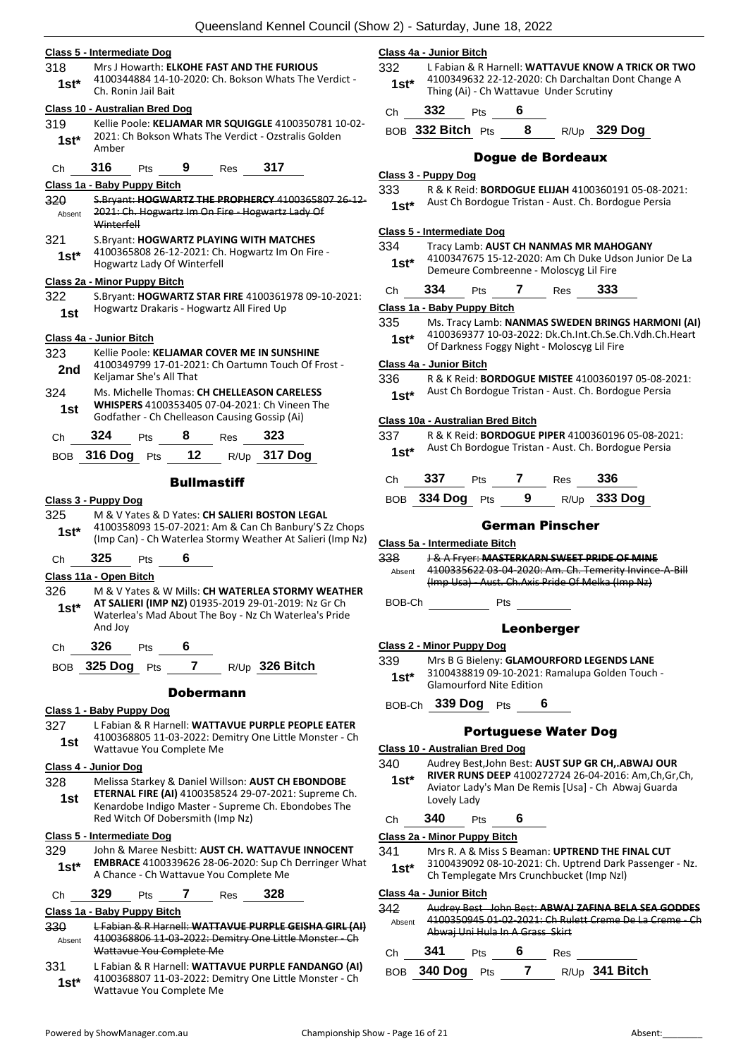**Class 5 - Intermediate Dog**

318 1st* Mrs J Howarth: **ELKOHE FAST AND THE FURIOUS** 4100344884 14-10-2020: Ch. Bokson Whats The Verdict - Ch. Ronin Jail Bait

**Class 10 - Australian Bred Dog**

319 1st* Kellie Poole: **KELJAMAR MR SQUIGGLE** 4100350781 10-02-2021: Ch Bokson Whats The Verdict - Ozstralis Golden Amber

Ch 316 Pts 9 Res 317

**Class 1a - Baby Puppy Bitch**

320 Absent ~~S.Bryant: **HOGWARTZ THE PROPHERCY** 4100365807 26-12-2021: Ch. Hogwartz Im On Fire - Hogwartz Lady Of Winterfell~~

321 1st* S.Bryant: **HOGWARTZ PLAYING WITH MATCHES** 4100365808 26-12-2021: Ch. Hogwartz Im On Fire - Hogwartz Lady Of Winterfell

**Class 2a - Minor Puppy Bitch**

322 1st S.Bryant: **HOGWARTZ STAR FIRE** 4100361978 09-10-2021: Hogwartz Drakaris - Hogwartz All Fired Up

**Class 4a - Junior Bitch**

323 2nd Kellie Poole: **KELJAMAR COVER ME IN SUNSHINE** 4100349799 17-01-2021: Ch Oartumn Touch Of Frost - Keljamar She's All That

324 1st Ms. Michelle Thomas: **CH CHELLEASON CARELESS WHISPERS** 4100353405 07-04-2021: Ch Vineen The Godfather - Ch Chelleason Causing Gossip (Ai)

Ch 324 Pts 8 Res 323

BOB 316 Dog Pts 12 R/Up 317 Dog

## Bullmastiff

**Class 3 - Puppy Dog**

325 1st* M & V Yates & D Yates: **CH SALIERI BOSTON LEGAL** 4100358093 15-07-2021: Am & Can Ch Banbury'S Zz Chops (Imp Can) - Ch Waterlea Stormy Weather At Salieri (Imp Nz)

Ch 325 Pts 6

**Class 11a - Open Bitch**

326 1st* M & V Yates & W Mills: **CH WATERLEA STORMY WEATHER AT SALIERI (IMP NZ)** 01935-2019 29-01-2019: Nz Gr Ch Waterlea's Mad About The Boy - Nz Ch Waterlea's Pride And Joy

Ch 326 Pts 6

BOB 325 Dog Pts 7 R/Up 326 Bitch

## Dobermann

**Class 1 - Baby Puppy Dog**

327 1st L Fabian & R Harnell: **WATTAVUE PURPLE PEOPLE EATER** 4100368805 11-03-2022: Demitry One Little Monster - Ch Wattavue You Complete Me

**Class 4 - Junior Dog**

328 1st Melissa Starkey & Daniel Willson: **AUST CH EBONDOBE ETERNAL FIRE (AI)** 4100358524 29-07-2021: Supreme Ch. Kenardobe Indigo Master - Supreme Ch. Ebondobes The Red Witch Of Dobersmith (Imp Nz)

**Class 5 - Intermediate Dog**

329 1st* John & Maree Nesbitt: **AUST CH. WATTAVUE INNOCENT EMBRACE** 4100339626 28-06-2020: Sup Ch Derringer What A Chance - Ch Wattavue You Complete Me

Ch 329 Pts 7 Res 328

**Class 1a - Baby Puppy Bitch**

330 Absent ~~L Fabian & R Harnell: **WATTAVUE PURPLE GEISHA GIRL (AI)** 4100368806 11-03-2022: Demitry One Little Monster - Ch Wattavue You Complete Me~~

331 1st* L Fabian & R Harnell: **WATTAVUE PURPLE FANDANGO (AI)** 4100368807 11-03-2022: Demitry One Little Monster - Ch Wattavue You Complete Me

**Class 4a - Junior Bitch**

332 1st* L Fabian & R Harnell: **WATTAVUE KNOW A TRICK OR TWO** 4100349632 22-12-2020: Ch Darchaltan Dont Change A Thing (Ai) - Ch Wattavue Under Scrutiny

Ch 332 Pts 6

BOB 332 Bitch Pts 8 R/Up 329 Dog

## Dogue de Bordeaux

**Class 3 - Puppy Dog**

333 1st* R & K Reid: **BORDOGUE ELIJAH** 4100360191 05-08-2021: Aust Ch Bordogue Tristan - Aust. Ch. Bordogue Persia

**Class 5 - Intermediate Dog**

334 1st* Tracy Lamb: **AUST CH NANMAS MR MAHOGANY** 4100347675 15-12-2020: Am Ch Duke Udson Junior De La Demeure Combreenne - Moloscyg Lil Fire

Ch 334 Pts 7 Res 333

**Class 1a - Baby Puppy Bitch**

335 1st* Ms. Tracy Lamb: **NANMAS SWEDEN BRINGS HARMONI (AI)** 4100369377 10-03-2022: Dk.Ch.Int.Ch.Se.Ch.Vdh.Ch.Heart Of Darkness Foggy Night - Moloscyg Lil Fire

**Class 4a - Junior Bitch**

336 1st* R & K Reid: **BORDOGUE MISTEE** 4100360197 05-08-2021: Aust Ch Bordogue Tristan - Aust. Ch. Bordogue Persia

**Class 10a - Australian Bred Bitch**

337 1st* R & K Reid: **BORDOGUE PIPER** 4100360196 05-08-2021: Aust Ch Bordogue Tristan - Aust. Ch. Bordogue Persia

Ch 337 Pts 7 Res 336

BOB 334 Dog Pts 9 R/Up 333 Dog

## German Pinscher

**Class 5a - Intermediate Bitch**

338 Absent ~~J & A Fryer: **MASTERKARN SWEET PRIDE OF MINE** 4100335622 03-04-2020: Am. Ch. Temerity Invince-A-Bill (Imp Usa) - Aust. Ch.Axis Pride Of Melka (Imp Nz)~~

BOB-Ch ________ Pts ________

## Leonberger

**Class 2 - Minor Puppy Dog**

339 1st* Mrs B G Bieleny: **GLAMOURFORD LEGENDS LANE** 3100438819 09-10-2021: Ramalupa Golden Touch - Glamourford Nite Edition

BOB-Ch 339 Dog Pts 6

## Portuguese Water Dog

**Class 10 - Australian Bred Dog**

340 1st* Audrey Best,John Best: **AUST SUP GR CH,.ABWAJ OUR RIVER RUNS DEEP** 4100272724 26-04-2016: Am,Ch,Gr,Ch, Aviator Lady's Man De Remis [Usa] - Ch Abwaj Guarda Lovely Lady

Ch 340 Pts 6

**Class 2a - Minor Puppy Bitch**

341 1st* Mrs R. A & Miss S Beaman: **UPTREND THE FINAL CUT** 3100439092 08-10-2021: Ch. Uptrend Dark Passenger - Nz. Ch Templegate Mrs Crunchbucket (Imp Nzl)

**Class 4a - Junior Bitch**

342 Absent ~~Audrey Best John Best: **ABWAJ ZAFINA BELA SEA GODDES** 4100350945 01-02-2021: Ch Rulett Creme De La Creme - Ch Abwaj Uni Hula In A Grass Skirt~~

Ch 341 Pts 6 Res ________

BOB 340 Dog Pts 7 R/Up 341 Bitch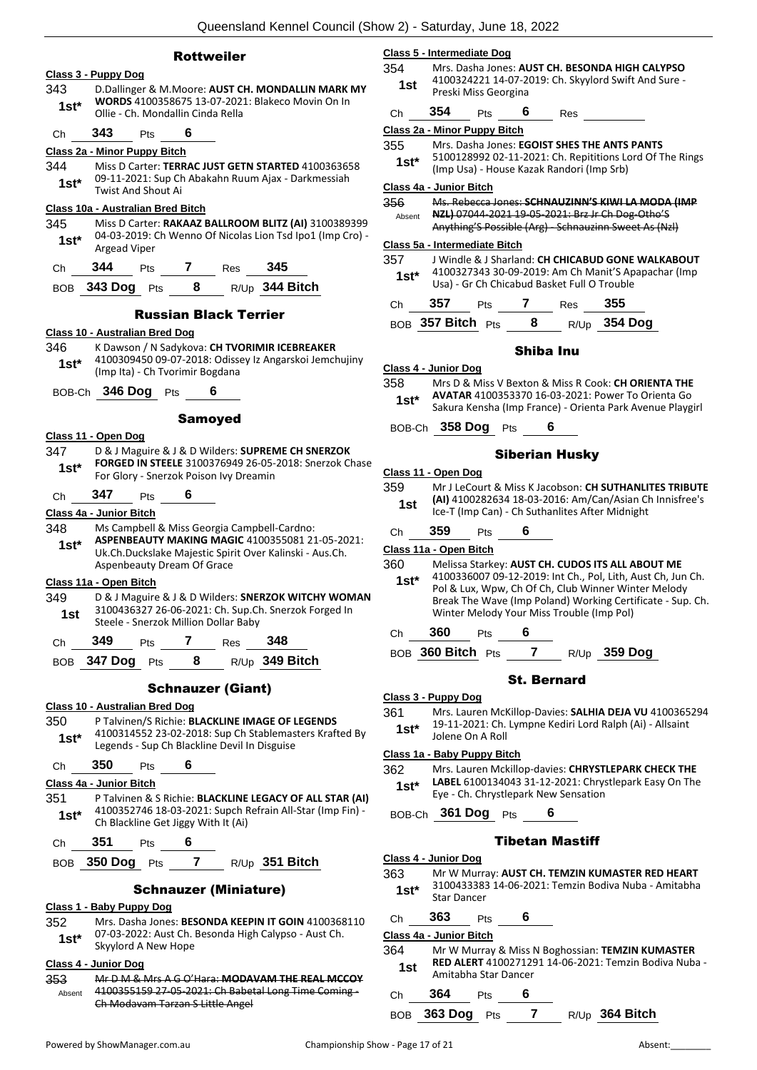## Rottweiler

**Class 3 - Puppy Dog**

343 1st* D.Dallinger & M.Moore: **AUST CH. MONDALLIN MARK MY WORDS** 4100358675 13-07-2021: Blakeco Movin On In Ollie - Ch. Mondallin Cinda Rella

Ch 343 Pts 6

**Class 2a - Minor Puppy Bitch**

344 1st* Miss D Carter: **TERRAC JUST GETN STARTED** 4100363658 09-11-2021: Sup Ch Abakahn Ruum Ajax - Darkmessiah Twist And Shout Ai

**Class 10a - Australian Bred Bitch**

345 1st* Miss D Carter: **RAKAAZ BALLROOM BLITZ (AI)** 3100389399 04-03-2019: Ch Wenno Of Nicolas Lion Tsd Ipo1 (Imp Cro) - Argead Viper

Ch 344 Pts 7 Res 345

BOB 343 Dog Pts 8 R/Up 344 Bitch

## Russian Black Terrier

**Class 10 - Australian Bred Dog**

346 1st* K Dawson / N Sadykova: **CH TVORIMIR ICEBREAKER** 4100309450 09-07-2018: Odissey Iz Angarskoi Jemchujiny (Imp Ita) - Ch Tvorimir Bogdana

BOB-Ch 346 Dog Pts 6

## Samoyed

**Class 11 - Open Dog**

347 1st* D & J Maguire & J & D Wilders: **SUPREME CH SNERZOK FORGED IN STEELE** 3100376949 26-05-2018: Snerzok Chase For Glory - Snerzok Poison Ivy Dreamin

Ch 347 Pts 6

**Class 4a - Junior Bitch**

348 1st* Ms Campbell & Miss Georgia Campbell-Cardno: **ASPENBEAUTY MAKING MAGIC** 4100355081 21-05-2021: Uk.Ch.Duckslake Majestic Spirit Over Kalinski - Aus.Ch. Aspenbeauty Dream Of Grace

**Class 11a - Open Bitch**

349 1st D & J Maguire & J & D Wilders: **SNERZOK WITCHY WOMAN** 3100436327 26-06-2021: Ch. Sup.Ch. Snerzok Forged In Steele - Snerzok Million Dollar Baby

Ch 349 Pts 7 Res 348

BOB 347 Dog Pts 8 R/Up 349 Bitch

## Schnauzer (Giant)

**Class 10 - Australian Bred Dog**

350 1st* P Talvinen/S Richie: **BLACKLINE IMAGE OF LEGENDS** 4100314552 23-02-2018: Sup Ch Stablemasters Krafted By Legends - Sup Ch Blackline Devil In Disguise

Ch 350 Pts 6

**Class 4a - Junior Bitch**

351 1st* P Talvinen & S Richie: **BLACKLINE LEGACY OF ALL STAR (AI)** 4100352746 18-03-2021: Supch Refrain All-Star (Imp Fin) - Ch Blackline Get Jiggy With It (Ai)

Ch 351 Pts 6

BOB 350 Dog Pts 7 R/Up 351 Bitch

## Schnauzer (Miniature)

**Class 1 - Baby Puppy Dog**

352 1st* Mrs. Dasha Jones: **BESONDA KEEPIN IT GOIN** 4100368110 07-03-2022: Aust Ch. Besonda High Calypso - Aust Ch. Skyylord A New Hope

**Class 4 - Junior Dog**

353 Absent ~~Mr D M & Mrs A G O'Hara: **MODAVAM THE REAL MCCOY** 4100355159 27-05-2021: Ch Babetal Long Time Coming - Ch Modavam Tarzan S Little Angel~~

**Class 5 - Intermediate Dog**

354 1st Mrs. Dasha Jones: **AUST CH. BESONDA HIGH CALYPSO** 4100324221 14-07-2019: Ch. Skyylord Swift And Sure - Preski Miss Georgina

Ch 354 Pts 6 Res

**Class 2a - Minor Puppy Bitch**

355 1st* Mrs. Dasha Jones: **EGOIST SHES THE ANTS PANTS** 5100128992 02-11-2021: Ch. Repititions Lord Of The Rings (Imp Usa) - House Kazak Randori (Imp Srb)

**Class 4a - Junior Bitch**

356 Absent ~~Ms. Rebecca Jones: **SCHNAUZINN'S KIWI LA MODA (IMP NZL)** 07044-2021 19-05-2021: Brz Jr Ch Dog-Otho'S Anything'S Possible (Arg) - Schnauzinn Sweet As (Nzl)~~

**Class 5a - Intermediate Bitch**

357 1st* J Windle & J Sharland: **CH CHICABUD GONE WALKABOUT** 4100327343 30-09-2019: Am Ch Manit'S Apapachar (Imp Usa) - Gr Ch Chicabud Basket Full O Trouble

Ch 357 Pts 7 Res 355

BOB 357 Bitch Pts 8 R/Up 354 Dog

## Shiba Inu

**Class 4 - Junior Dog**

358 1st* Mrs D & Miss V Bexton & Miss R Cook: **CH ORIENTA THE AVATAR** 4100353370 16-03-2021: Power To Orienta Go Sakura Kensha (Imp France) - Orienta Park Avenue Playgirl

BOB-Ch 358 Dog Pts 6

## Siberian Husky

**Class 11 - Open Dog**

359 1st Mr J LeCourt & Miss K Jacobson: **CH SUTHANLITES TRIBUTE (AI)** 4100282634 18-03-2016: Am/Can/Asian Ch Innisfree's Ice-T (Imp Can) - Ch Suthanlites After Midnight

Ch 359 Pts 6

**Class 11a - Open Bitch**

360 1st* Melissa Starkey: **AUST CH. CUDOS ITS ALL ABOUT ME** 4100336007 09-12-2019: Int Ch., Pol, Lith, Aust Ch, Jun Ch. Pol & Lux, Wpw, Ch Of Ch, Club Winner Winter Melody Break The Wave (Imp Poland) Working Certificate - Sup. Ch. Winter Melody Your Miss Trouble (Imp Pol)

Ch 360 Pts 6

BOB 360 Bitch Pts 7 R/Up 359 Dog

## St. Bernard

**Class 3 - Puppy Dog**

361 1st* Mrs. Lauren McKillop-Davies: **SALHIA DEJA VU** 4100365294 19-11-2021: Ch. Lympne Kediri Lord Ralph (Ai) - Allsaint Jolene On A Roll

**Class 1a - Baby Puppy Bitch**

362 1st* Mrs. Lauren Mckillop-davies: **CHRYSTLEPARK CHECK THE LABEL** 6100134043 31-12-2021: Chrystlepark Easy On The Eye - Ch. Chrystlepark New Sensation

BOB-Ch 361 Dog Pts 6

## Tibetan Mastiff

**Class 4 - Junior Dog**

363 1st* Mr W Murray: **AUST CH. TEMZIN KUMASTER RED HEART** 3100433383 14-06-2021: Temzin Bodiva Nuba - Amitabha Star Dancer

Ch 363 Pts 6

**Class 4a - Junior Bitch**

364 1st Mr W Murray & Miss N Boghossian: **TEMZIN KUMASTER RED ALERT** 4100271291 14-06-2021: Temzin Bodiva Nuba - Amitabha Star Dancer

Ch 364 Pts 6

BOB 363 Dog Pts 7 R/Up 364 Bitch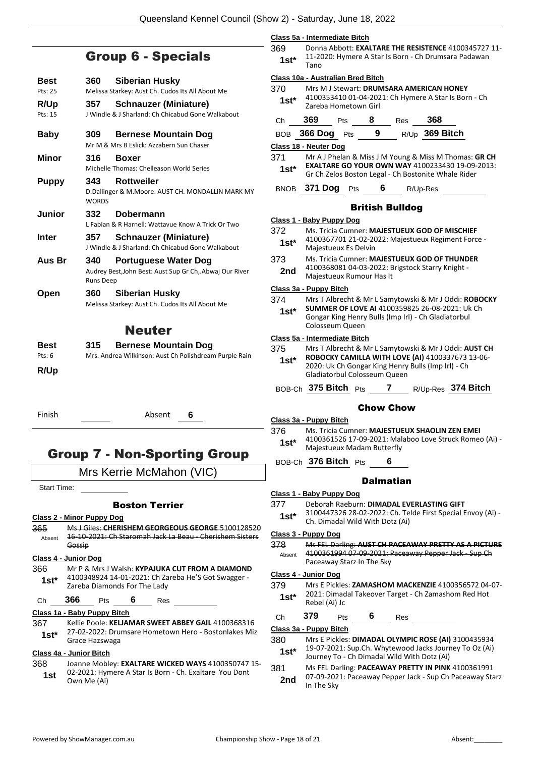## Group 6 - Specials

**Best** **360 Siberian Husky**
Pts: 25 — Melissa Starkey: Aust Ch. Cudos Its All About Me

**R/Up** **357 Schnauzer (Miniature)**
Pts: 15 — J Windle & J Sharland: Ch Chicabud Gone Walkabout

**Baby** **309 Bernese Mountain Dog**
Mr M & Mrs B Eslick: Azzabern Sun Chaser

**Minor** **316 Boxer**
Michelle Thomas: Chelleason World Series

**Puppy** **343 Rottweiler**
D.Dallinger & M.Moore: AUST CH. MONDALLIN MARK MY WORDS

**Junior** **332 Dobermann**
L Fabian & R Harnell: Wattavue Know A Trick Or Two

**Inter** **357 Schnauzer (Miniature)**
J Windle & J Sharland: Ch Chicabud Gone Walkabout

**Aus Br** **340 Portuguese Water Dog**
Audrey Best,John Best: Aust Sup Gr Ch,.Abwaj Our River Runs Deep

**Open** **360 Siberian Husky**
Melissa Starkey: Aust Ch. Cudos Its All About Me

### Neuter

**Best** **315 Bernese Mountain Dog**
Pts: 6 — Mrs. Andrea Wilkinson: Aust Ch Polishdream Purple Rain

**R/Up**

Finish ______ Absent **6**

## Group 7 - Non-Sporting Group

Mrs Kerrie McMahon (VIC)

Start Time: ______

### Boston Terrier

**Class 2 - Minor Puppy Dog**

365 Absent — ~~Ms J Giles: **CHERISHEM GEORGEOUS GEORGE** 5100128520 16-10-2021: Ch Staromah Jack La Beau - Cherishem Sisters Gossip~~

**Class 4 - Junior Dog**

366 **1st*** — Mr P & Mrs J Walsh: **KYPAJUKA CUT FROM A DIAMOND** 4100348924 14-01-2021: Ch Zareba He'S Got Swagger - Zareba Diamonds For The Lady

Ch **366** Pts **6** Res ______

**Class 1a - Baby Puppy Bitch**

367 **1st*** — Kellie Poole: **KELJAMAR SWEET ABBEY GAIL** 4100368316 27-02-2022: Drumsare Hometown Hero - Bostonlakes Miz Grace Hazswaga

**Class 4a - Junior Bitch**

368 **1st** — Joanne Mobley: **EXALTARE WICKED WAYS** 4100350747 15-02-2021: Hymere A Star Is Born - Ch. Exaltare You Dont Own Me (Ai)

**Class 5a - Intermediate Bitch**

369 **1st*** — Donna Abbott: **EXALTARE THE RESISTENCE** 4100345727 11-11-2020: Hymere A Star Is Born - Ch Drumsara Padawan Tano

**Class 10a - Australian Bred Bitch**

370 **1st*** — Mrs M J Stewart: **DRUMSARA AMERICAN HONEY** 4100353410 01-04-2021: Ch Hymere A Star Is Born - Ch Zareba Hometown Girl

Ch **369** Pts **8** Res **368**

BOB **366 Dog** Pts **9** R/Up **369 Bitch**

**Class 18 - Neuter Dog**

371 **1st*** — Mr A J Phelan & Miss J M Young & Miss M Thomas: **GR CH EXALTARE GO YOUR OWN WAY** 4100233430 19-09-2013: Gr Ch Zelos Boston Legal - Ch Bostonite Whale Rider

BNOB **371 Dog** Pts **6** R/Up-Res ______

### British Bulldog

**Class 1 - Baby Puppy Dog**

372 **1st*** — Ms. Tricia Cumner: **MAJESTUEUX GOD OF MISCHIEF** 4100367701 21-02-2022: Majestueux Regiment Force - Majestueux Es Delvin

373 **2nd** — Ms. Tricia Cumner: **MAJESTUEUX GOD OF THUNDER** 4100368081 04-03-2022: Brigstock Starry Knight - Majestueux Rumour Has It

**Class 3a - Puppy Bitch**

374 **1st*** — Mrs T Albrecht & Mr L Samytowski & Mr J Oddi: **ROBOCKY SUMMER OF LOVE AI** 4100359825 26-08-2021: Uk Ch Gongar King Henry Bulls (Imp Irl) - Ch Gladiatorbul Colosseum Queen

**Class 5a - Intermediate Bitch**

375 **1st*** — Mrs T Albrecht & Mr L Samytowski & Mr J Oddi: **AUST CH ROBOCKY CAMILLA WITH LOVE (AI)** 4100337673 13-06-2020: Uk Ch Gongar King Henry Bulls (Imp Irl) - Ch Gladiatorbul Colosseum Queen

BOB-Ch **375 Bitch** Pts **7** R/Up-Res **374 Bitch**

### Chow Chow

**Class 3a - Puppy Bitch**

376 **1st*** — Ms. Tricia Cumner: **MAJESTUEUX SHAOLIN ZEN EMEI** 4100361526 17-09-2021: Malaboo Love Struck Romeo (Ai) - Majestueux Madam Butterfly

BOB-Ch **376 Bitch** Pts **6**

### Dalmatian

**Class 1 - Baby Puppy Dog**

377 **1st*** — Deborah Raeburn: **DIMADAL EVERLASTING GIFT** 3100447326 28-02-2022: Ch. Telde First Special Envoy (Ai) - Ch. Dimadal Wild With Dotz (Ai)

**Class 3 - Puppy Dog**

378 Absent — ~~Ms FEL Darling: **AUST CH PACEAWAY PRETTY AS A PICTURE** 4100361994 07-09-2021: Paceaway Pepper Jack - Sup Ch Paceaway Starz In The Sky~~

**Class 4 - Junior Dog**

379 **1st*** — Mrs E Pickles: **ZAMASHOM MACKENZIE** 4100356572 04-07-2021: Dimadal Takeover Target - Ch Zamashom Red Hot Rebel (Ai) Jc

Ch **379** Pts **6** Res ______

**Class 3a - Puppy Bitch**

380 **1st*** — Mrs E Pickles: **DIMADAL OLYMPIC ROSE (AI)** 3100435934 19-07-2021: Sup.Ch. Whytewood Jacks Journey To Oz (Ai) Journey To - Ch Dimadal Wild With Dotz (Ai)

381 **2nd** — Ms FEL Darling: **PACEAWAY PRETTY IN PINK** 4100361991 07-09-2021: Paceaway Pepper Jack - Sup Ch Paceaway Starz In The Sky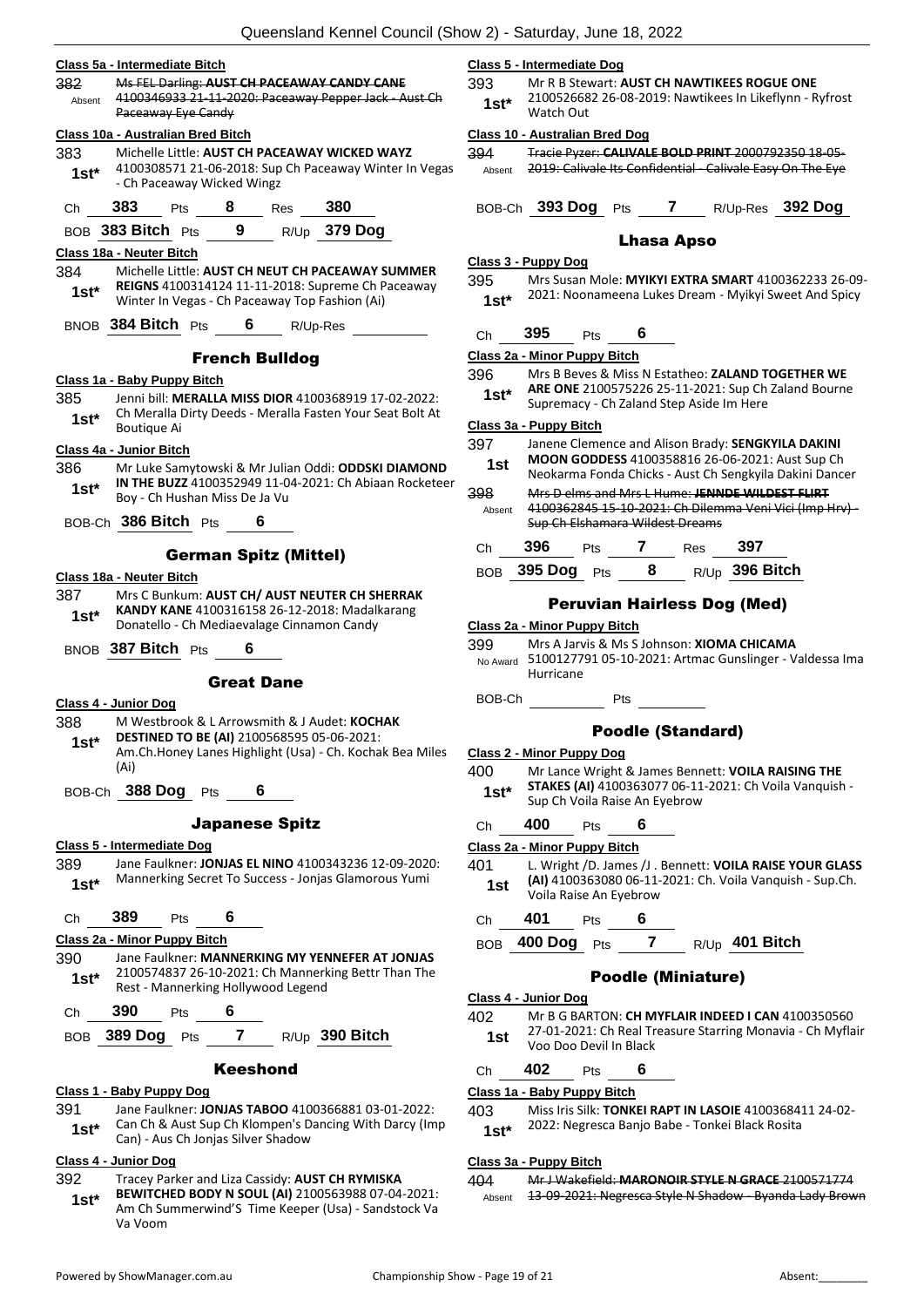**Class 5a - Intermediate Bitch**

382 Absent — ~~Ms FEL Darling: AUST CH PACEAWAY CANDY CANE 4100346933 21-11-2020: Paceaway Pepper Jack - Aust Ch Paceaway Eye Candy~~

**Class 10a - Australian Bred Bitch**

383 1st* — Michelle Little: **AUST CH PACEAWAY WICKED WAYZ** 4100308571 21-06-2018: Sup Ch Paceaway Winter In Vegas - Ch Paceaway Wicked Wingz

Ch 383 Pts 8 Res 380

BOB 383 Bitch Pts 9 R/Up 379 Dog

**Class 18a - Neuter Bitch**

384 1st* — Michelle Little: **AUST CH NEUT CH PACEAWAY SUMMER REIGNS** 4100314124 11-11-2018: Supreme Ch Paceaway Winter In Vegas - Ch Paceaway Top Fashion (Ai)

BNOB 384 Bitch Pts 6 R/Up-Res

## French Bulldog

**Class 1a - Baby Puppy Bitch**

385 1st* — Jenni bill: **MERALLA MISS DIOR** 4100368919 17-02-2022: Ch Meralla Dirty Deeds - Meralla Fasten Your Seat Bolt At Boutique Ai

**Class 4a - Junior Bitch**

386 1st* — Mr Luke Samytowski & Mr Julian Oddi: **ODDSKI DIAMOND IN THE BUZZ** 4100352949 11-04-2021: Ch Abiaan Rocketeer Boy - Ch Hushan Miss De Ja Vu

BOB-Ch 386 Bitch Pts 6

## German Spitz (Mittel)

**Class 18a - Neuter Bitch**

387 1st* — Mrs C Bunkum: **AUST CH/ AUST NEUTER CH SHERRAK KANDY KANE** 4100316158 26-12-2018: Madalkarang Donatello - Ch Mediaevalage Cinnamon Candy

BNOB 387 Bitch Pts 6

## Great Dane

**Class 4 - Junior Dog**

388 1st* — M Westbrook & L Arrowsmith & J Audet: **KOCHAK DESTINED TO BE (AI)** 2100568595 05-06-2021: Am.Ch.Honey Lanes Highlight (Usa) - Ch. Kochak Bea Miles (Ai)

BOB-Ch 388 Dog Pts 6

## Japanese Spitz

**Class 5 - Intermediate Dog**

389 1st* — Jane Faulkner: **JONJAS EL NINO** 4100343236 12-09-2020: Mannerking Secret To Success - Jonjas Glamorous Yumi

Ch 389 Pts 6

**Class 2a - Minor Puppy Bitch**

390 1st* — Jane Faulkner: **MANNERKING MY YENNEFER AT JONJAS** 2100574837 26-10-2021: Ch Mannerking Bettr Than The Rest - Mannerking Hollywood Legend

Ch 390 Pts 6

BOB 389 Dog Pts 7 R/Up 390 Bitch

## Keeshond

**Class 1 - Baby Puppy Dog**

391 1st* — Jane Faulkner: **JONJAS TABOO** 4100366881 03-01-2022: Can Ch & Aust Sup Ch Klompen's Dancing With Darcy (Imp Can) - Aus Ch Jonjas Silver Shadow

**Class 4 - Junior Dog**

392 1st* — Tracey Parker and Liza Cassidy: **AUST CH RYMISKA BEWITCHED BODY N SOUL (AI)** 2100563988 07-04-2021: Am Ch Summerwind'S Time Keeper (Usa) - Sandstock Va Va Voom

**Class 5 - Intermediate Dog**

393 1st* — Mr R B Stewart: **AUST CH NAWTIKEES ROGUE ONE** 2100526682 26-08-2019: Nawtikees In Likeflynn - Ryfrost Watch Out

**Class 10 - Australian Bred Dog**

394 Absent — ~~Tracie Pyzer: CALIVALE BOLD PRINT 2000792350 18-05-2019: Calivale Its Confidential - Calivale Easy On The Eye~~

BOB-Ch 393 Dog Pts 7 R/Up-Res 392 Dog

## Lhasa Apso

**Class 3 - Puppy Dog**

395 1st* — Mrs Susan Mole: **MYIKYI EXTRA SMART** 4100362233 26-09-2021: Noonameena Lukes Dream - Myikyi Sweet And Spicy

Ch 395 Pts 6

**Class 2a - Minor Puppy Bitch**

396 1st* — Mrs B Beves & Miss N Estatheo: **ZALAND TOGETHER WE ARE ONE** 2100575226 25-11-2021: Sup Ch Zaland Bourne Supremacy - Ch Zaland Step Aside Im Here

**Class 3a - Puppy Bitch**

397 1st — Janene Clemence and Alison Brady: **SENGKYILA DAKINI MOON GODDESS** 4100358816 26-06-2021: Aust Sup Ch Neokarma Fonda Chicks - Aust Ch Sengkyila Dakini Dancer

398 Absent — ~~Mrs D elms and Mrs L Hume: JENNDE WILDEST FLIRT 4100362845 15-10-2021: Ch Dilemma Veni Vici (Imp Hrv) - Sup Ch Elshamara Wildest Dreams~~

Ch 396 Pts 7 Res 397

BOB 395 Dog Pts 8 R/Up 396 Bitch

## Peruvian Hairless Dog (Med)

**Class 2a - Minor Puppy Bitch**

399 No Award — Mrs A Jarvis & Ms S Johnson: **XIOMA CHICAMA** 5100127791 05-10-2021: Artmac Gunslinger - Valdessa Ima Hurricane

BOB-Ch Pts

## Poodle (Standard)

**Class 2 - Minor Puppy Dog**

400 1st* — Mr Lance Wright & James Bennett: **VOILA RAISING THE STAKES (AI)** 4100363077 06-11-2021: Ch Voila Vanquish - Sup Ch Voila Raise An Eyebrow

Ch 400 Pts 6

**Class 2a - Minor Puppy Bitch**

401 1st — L. Wright /D. James /J . Bennett: **VOILA RAISE YOUR GLASS (AI)** 4100363080 06-11-2021: Ch. Voila Vanquish - Sup.Ch. Voila Raise An Eyebrow

Ch 401 Pts 6

BOB 400 Dog Pts 7 R/Up 401 Bitch

## Poodle (Miniature)

**Class 4 - Junior Dog**

402 1st — Mr B G BARTON: **CH MYFLAIR INDEED I CAN** 4100350560 27-01-2021: Ch Real Treasure Starring Monavia - Ch Myflair Voo Doo Devil In Black

Ch 402 Pts 6

**Class 1a - Baby Puppy Bitch**

403 1st* — Miss Iris Silk: **TONKEI RAPT IN LASOIE** 4100368411 24-02-2022: Negresca Banjo Babe - Tonkei Black Rosita

**Class 3a - Puppy Bitch**

404 Absent — ~~Mr J Wakefield: MARONOIR STYLE N GRACE 2100571774 13-09-2021: Negresca Style N Shadow - Byanda Lady Brown~~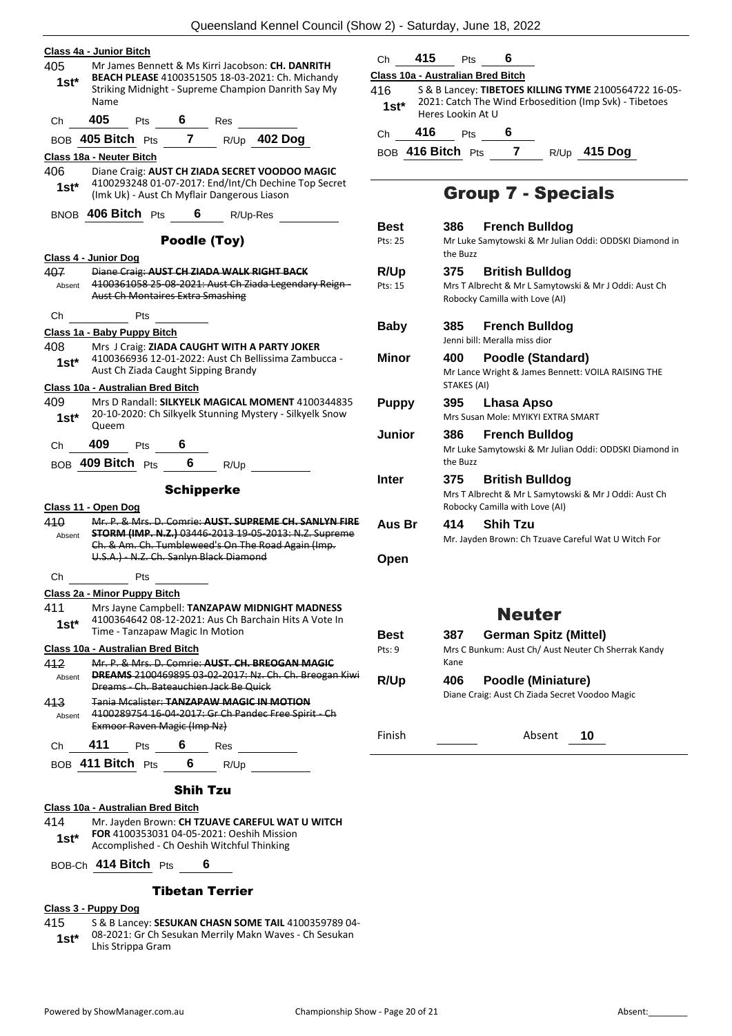**Class 4a - Junior Bitch**

405 — 1st* — Mr James Bennett & Ms Kirri Jacobson: **CH. DANRITH BEACH PLEASE** 4100351505 18-03-2021: Ch. Michandy Striking Midnight - Supreme Champion Danrith Say My Name

Ch 405 Pts 6 Res

BOB 405 Bitch Pts 7 R/Up 402 Dog

**Class 18a - Neuter Bitch**

406 — 1st* — Diane Craig: **AUST CH ZIADA SECRET VOODOO MAGIC** 4100293248 01-07-2017: End/Int/Ch Dechine Top Secret (Imk Uk) - Aust Ch Myflair Dangerous Liason

BNOB 406 Bitch Pts 6 R/Up-Res

### Poodle (Toy)

**Class 4 - Junior Dog**

407 — Absent — ~~Diane Craig: **AUST CH ZIADA WALK RIGHT BACK** 4100361058 25-08-2021: Aust Ch Ziada Legendary Reign - Aust Ch Montaires Extra Smashing~~

Ch Pts

**Class 1a - Baby Puppy Bitch**

408 — 1st* — Mrs J Craig: **ZIADA CAUGHT WITH A PARTY JOKER** 4100366936 12-01-2022: Aust Ch Bellissima Zambucca - Aust Ch Ziada Caught Sipping Brandy

**Class 10a - Australian Bred Bitch**

409 — 1st* — Mrs D Randall: **SILKYELK MAGICAL MOMENT** 4100344835 20-10-2020: Ch Silkyelk Stunning Mystery - Silkyelk Snow Queem

Ch 409 Pts 6

BOB 409 Bitch Pts 6 R/Up

### Schipperke

**Class 11 - Open Dog**

410 — Absent — ~~Mr. P. & Mrs. D. Comrie: **AUST. SUPREME CH. SANLYN FIRE STORM (IMP. N.Z.)** 03446-2013 19-05-2013: N.Z. Supreme Ch. & Am. Ch. Tumbleweed's On The Road Again (Imp. U.S.A.) - N.Z. Ch. Sanlyn Black Diamond~~

Ch Pts

**Class 2a - Minor Puppy Bitch**

411 — 1st* — Mrs Jayne Campbell: **TANZAPAW MIDNIGHT MADNESS** 4100364642 08-12-2021: Aus Ch Barchain Hits A Vote In Time - Tanzapaw Magic In Motion

**Class 10a - Australian Bred Bitch**

412 — Absent — ~~Mr. P. & Mrs. D. Comrie: **AUST. CH. BREOGAN MAGIC DREAMS** 2100469895 03-02-2017: Nz. Ch. Ch. Breogan Kiwi Dreams - Ch. Bateauchien Jack Be Quick~~

413 — Absent — ~~Tania Mcalister: **TANZAPAW MAGIC IN MOTION** 4100289754 16-04-2017: Gr Ch Pandec Free Spirit - Ch Exmoor Raven Magic (Imp Nz)~~

Ch 411 Pts 6 Res

BOB 411 Bitch Pts 6 R/Up

### Shih Tzu

**Class 10a - Australian Bred Bitch**

414 — 1st* — Mr. Jayden Brown: **CH TZUAVE CAREFUL WAT U WITCH FOR** 4100353031 04-05-2021: Oeshih Mission Accomplished - Ch Oeshih Witchful Thinking

BOB-Ch 414 Bitch Pts 6

### Tibetan Terrier

**Class 3 - Puppy Dog**

415 — 1st* — S & B Lancey: **SESUKAN CHASN SOME TAIL** 4100359789 04-08-2021: Gr Ch Sesukan Merrily Makn Waves - Ch Sesukan Lhis Strippa Gram

Ch 415 Pts 6

**Class 10a - Australian Bred Bitch**

416 — 1st* — S & B Lancey: **TIBETOES KILLING TYME** 2100564722 16-05-2021: Catch The Wind Erbosedition (Imp Svk) - Tibetoes Heres Lookin At U

Ch 416 Pts 6

BOB 416 Bitch Pts 7 R/Up 415 Dog

## Group 7 - Specials

| | | |
|---|---|---|
| **Best** (Pts: 25) | **386** | **French Bulldog** — Mr Luke Samytowski & Mr Julian Oddi: ODDSKI Diamond in the Buzz |
| **R/Up** (Pts: 15) | **375** | **British Bulldog** — Mrs T Albrecht & Mr L Samytowski & Mr J Oddi: Aust Ch Robocky Camilla with Love (AI) |
| **Baby** | **385** | **French Bulldog** — Jenni bill: Meralla miss dior |
| **Minor** | **400** | **Poodle (Standard)** — Mr Lance Wright & James Bennett: VOILA RAISING THE STAKES (AI) |
| **Puppy** | **395** | **Lhasa Apso** — Mrs Susan Mole: MYIKYI EXTRA SMART |
| **Junior** | **386** | **French Bulldog** — Mr Luke Samytowski & Mr Julian Oddi: ODDSKI Diamond in the Buzz |
| **Inter** | **375** | **British Bulldog** — Mrs T Albrecht & Mr L Samytowski & Mr J Oddi: Aust Ch Robocky Camilla with Love (AI) |
| **Aus Br** | **414** | **Shih Tzu** — Mr. Jayden Brown: Ch Tzuave Careful Wat U Witch For |
| **Open** | | |

## Neuter

| | | |
|---|---|---|
| **Best** (Pts: 9) | **387** | **German Spitz (Mittel)** — Mrs C Bunkum: Aust Ch/ Aust Neuter Ch Sherrak Kandy Kane |
| **R/Up** | **406** | **Poodle (Miniature)** — Diane Craig: Aust Ch Ziada Secret Voodoo Magic |

Finish Absent 10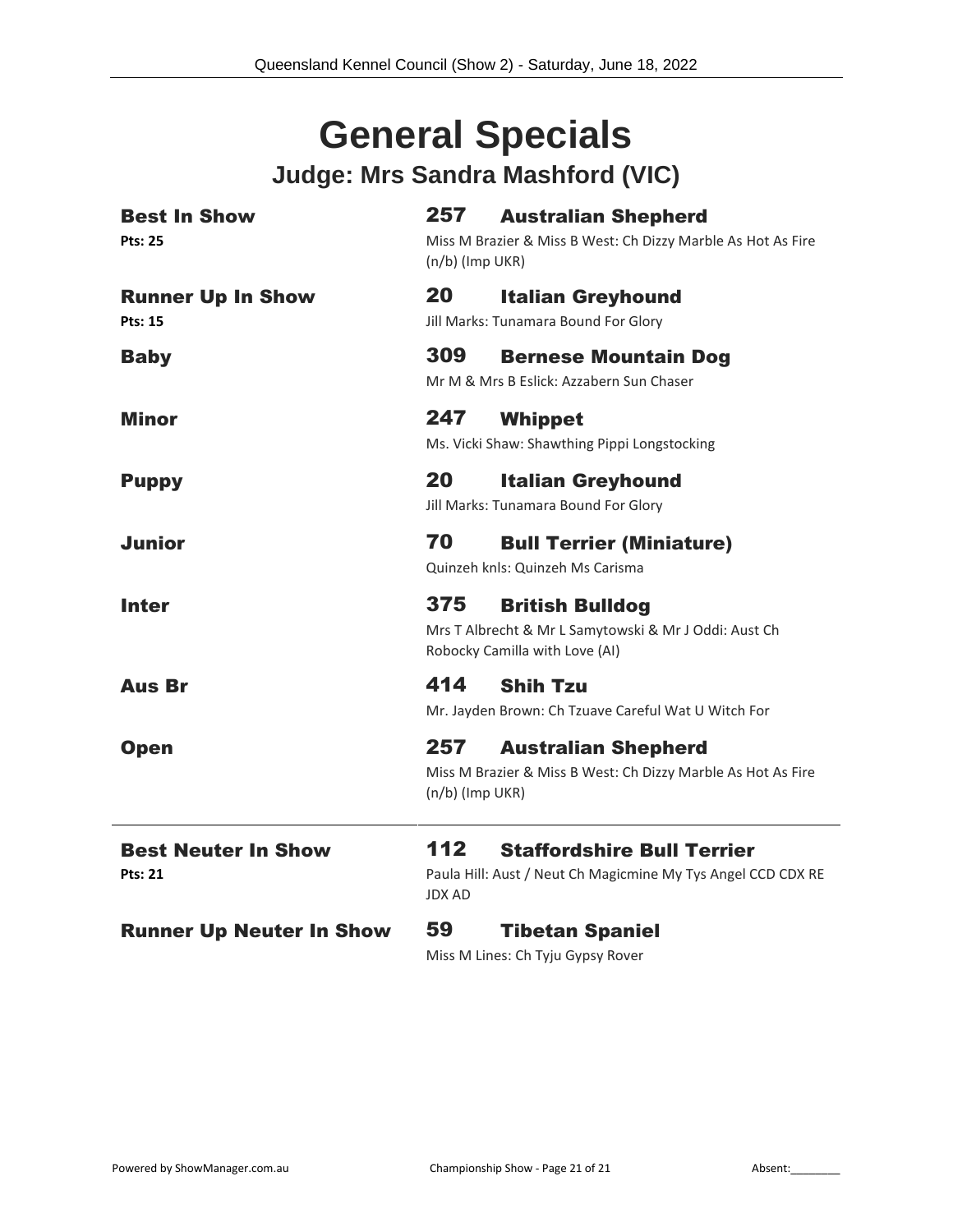# General Specials

## Judge: Mrs Sandra Mashford (VIC)

**Best In Show**
**Pts: 25**

**257 Australian Shepherd**
Miss M Brazier & Miss B West: Ch Dizzy Marble As Hot As Fire (n/b) (Imp UKR)

**Runner Up In Show**
**Pts: 15**

**20 Italian Greyhound**
Jill Marks: Tunamara Bound For Glory

**Baby**

**309 Bernese Mountain Dog**
Mr M & Mrs B Eslick: Azzabern Sun Chaser

**Minor**

**247 Whippet**
Ms. Vicki Shaw: Shawthing Pippi Longstocking

**Puppy**

**20 Italian Greyhound**
Jill Marks: Tunamara Bound For Glory

**Junior**

**70 Bull Terrier (Miniature)**
Quinzeh knls: Quinzeh Ms Carisma

**Inter**

**375 British Bulldog**
Mrs T Albrecht & Mr L Samytowski & Mr J Oddi: Aust Ch Robocky Camilla with Love (AI)

**Aus Br**

**414 Shih Tzu**
Mr. Jayden Brown: Ch Tzuave Careful Wat U Witch For

**Open**

**257 Australian Shepherd**
Miss M Brazier & Miss B West: Ch Dizzy Marble As Hot As Fire (n/b) (Imp UKR)

---

**Best Neuter In Show**
**Pts: 21**

**112 Staffordshire Bull Terrier**
Paula Hill: Aust / Neut Ch Magicmine My Tys Angel CCD CDX RE JDX AD

**Runner Up Neuter In Show**

**59 Tibetan Spaniel**
Miss M Lines: Ch Tyju Gypsy Rover